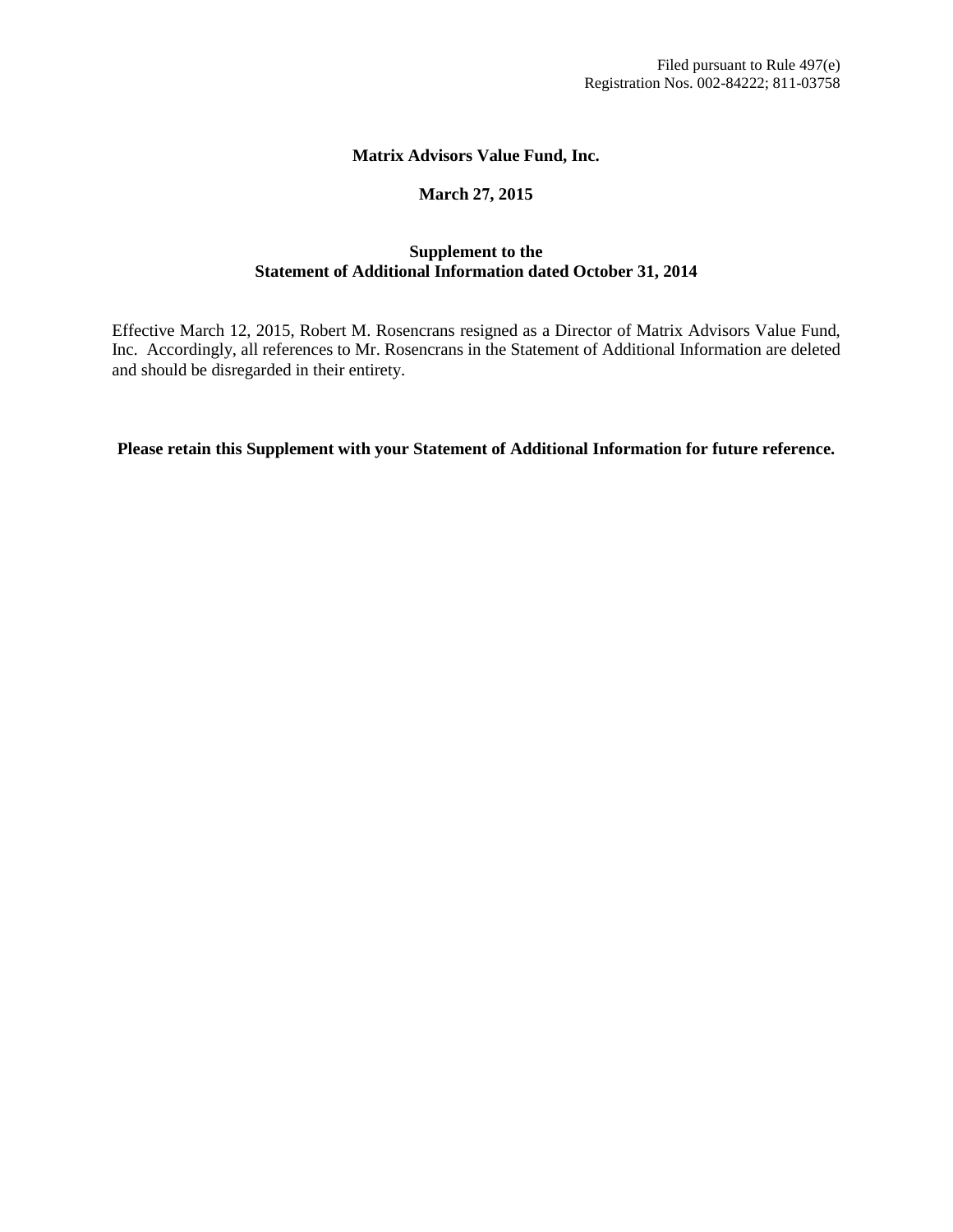Filed pursuant to Rule 497(e)
Registration Nos. 002-84222; 811-03758

**Matrix Advisors Value Fund, Inc.**

**March 27, 2015**

**Supplement to the**
**Statement of Additional Information dated October 31, 2014**

Effective March 12, 2015, Robert M. Rosencrans resigned as a Director of Matrix Advisors Value Fund, Inc. Accordingly, all references to Mr. Rosencrans in the Statement of Additional Information are deleted and should be disregarded in their entirety.

**Please retain this Supplement with your Statement of Additional Information for future reference.**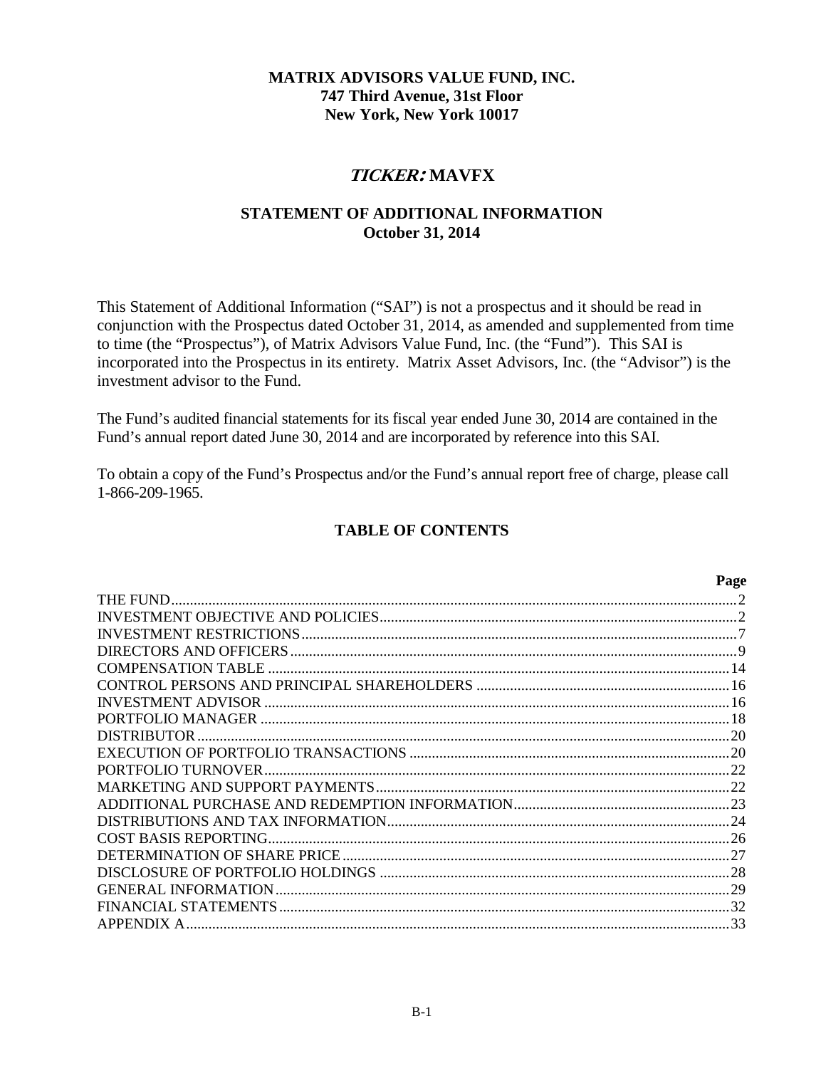**MATRIX ADVISORS VALUE FUND, INC.**
**747 Third Avenue, 31st Floor**
**New York, New York 10017**

# *TICKER:* MAVFX

## STATEMENT OF ADDITIONAL INFORMATION
**October 31, 2014**

This Statement of Additional Information ("SAI") is not a prospectus and it should be read in conjunction with the Prospectus dated October 31, 2014, as amended and supplemented from time to time (the "Prospectus"), of Matrix Advisors Value Fund, Inc. (the "Fund"). This SAI is incorporated into the Prospectus in its entirety. Matrix Asset Advisors, Inc. (the "Advisor") is the investment advisor to the Fund.

The Fund's audited financial statements for its fiscal year ended June 30, 2014 are contained in the Fund's annual report dated June 30, 2014 and are incorporated by reference into this SAI.

To obtain a copy of the Fund's Prospectus and/or the Fund's annual report free of charge, please call 1-866-209-1965.

## TABLE OF CONTENTS

| | Page |
|---|---|
| THE FUND | 2 |
| INVESTMENT OBJECTIVE AND POLICIES | 2 |
| INVESTMENT RESTRICTIONS | 7 |
| DIRECTORS AND OFFICERS | 9 |
| COMPENSATION TABLE | 14 |
| CONTROL PERSONS AND PRINCIPAL SHAREHOLDERS | 16 |
| INVESTMENT ADVISOR | 16 |
| PORTFOLIO MANAGER | 18 |
| DISTRIBUTOR | 20 |
| EXECUTION OF PORTFOLIO TRANSACTIONS | 20 |
| PORTFOLIO TURNOVER | 22 |
| MARKETING AND SUPPORT PAYMENTS | 22 |
| ADDITIONAL PURCHASE AND REDEMPTION INFORMATION | 23 |
| DISTRIBUTIONS AND TAX INFORMATION | 24 |
| COST BASIS REPORTING | 26 |
| DETERMINATION OF SHARE PRICE | 27 |
| DISCLOSURE OF PORTFOLIO HOLDINGS | 28 |
| GENERAL INFORMATION | 29 |
| FINANCIAL STATEMENTS | 32 |
| APPENDIX A | 33 |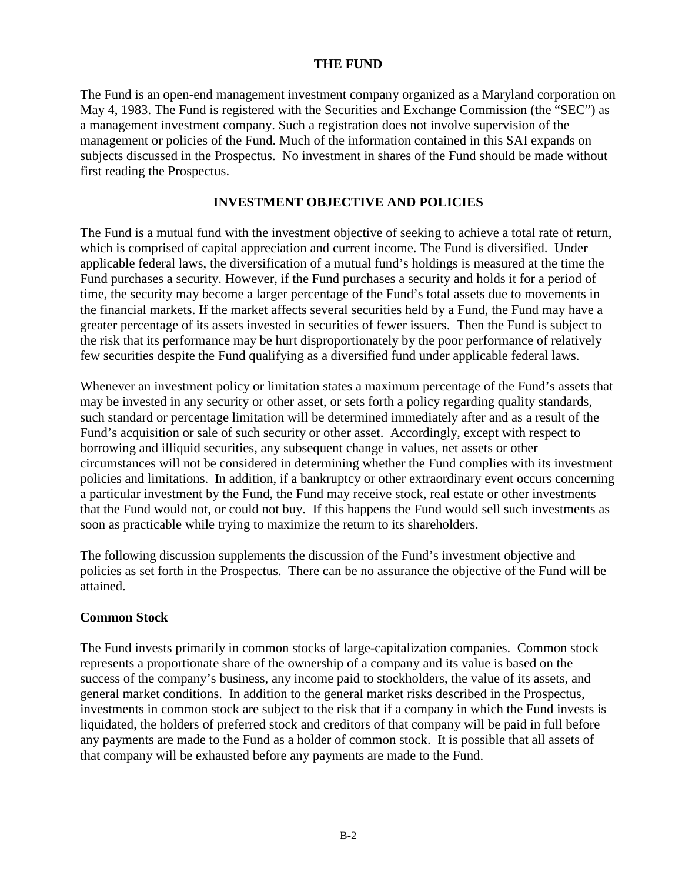## THE FUND

The Fund is an open-end management investment company organized as a Maryland corporation on May 4, 1983. The Fund is registered with the Securities and Exchange Commission (the "SEC") as a management investment company. Such a registration does not involve supervision of the management or policies of the Fund. Much of the information contained in this SAI expands on subjects discussed in the Prospectus. No investment in shares of the Fund should be made without first reading the Prospectus.

## INVESTMENT OBJECTIVE AND POLICIES

The Fund is a mutual fund with the investment objective of seeking to achieve a total rate of return, which is comprised of capital appreciation and current income. The Fund is diversified. Under applicable federal laws, the diversification of a mutual fund's holdings is measured at the time the Fund purchases a security. However, if the Fund purchases a security and holds it for a period of time, the security may become a larger percentage of the Fund's total assets due to movements in the financial markets. If the market affects several securities held by a Fund, the Fund may have a greater percentage of its assets invested in securities of fewer issuers. Then the Fund is subject to the risk that its performance may be hurt disproportionately by the poor performance of relatively few securities despite the Fund qualifying as a diversified fund under applicable federal laws.

Whenever an investment policy or limitation states a maximum percentage of the Fund's assets that may be invested in any security or other asset, or sets forth a policy regarding quality standards, such standard or percentage limitation will be determined immediately after and as a result of the Fund's acquisition or sale of such security or other asset. Accordingly, except with respect to borrowing and illiquid securities, any subsequent change in values, net assets or other circumstances will not be considered in determining whether the Fund complies with its investment policies and limitations. In addition, if a bankruptcy or other extraordinary event occurs concerning a particular investment by the Fund, the Fund may receive stock, real estate or other investments that the Fund would not, or could not buy. If this happens the Fund would sell such investments as soon as practicable while trying to maximize the return to its shareholders.

The following discussion supplements the discussion of the Fund's investment objective and policies as set forth in the Prospectus. There can be no assurance the objective of the Fund will be attained.

### Common Stock

The Fund invests primarily in common stocks of large-capitalization companies. Common stock represents a proportionate share of the ownership of a company and its value is based on the success of the company's business, any income paid to stockholders, the value of its assets, and general market conditions. In addition to the general market risks described in the Prospectus, investments in common stock are subject to the risk that if a company in which the Fund invests is liquidated, the holders of preferred stock and creditors of that company will be paid in full before any payments are made to the Fund as a holder of common stock. It is possible that all assets of that company will be exhausted before any payments are made to the Fund.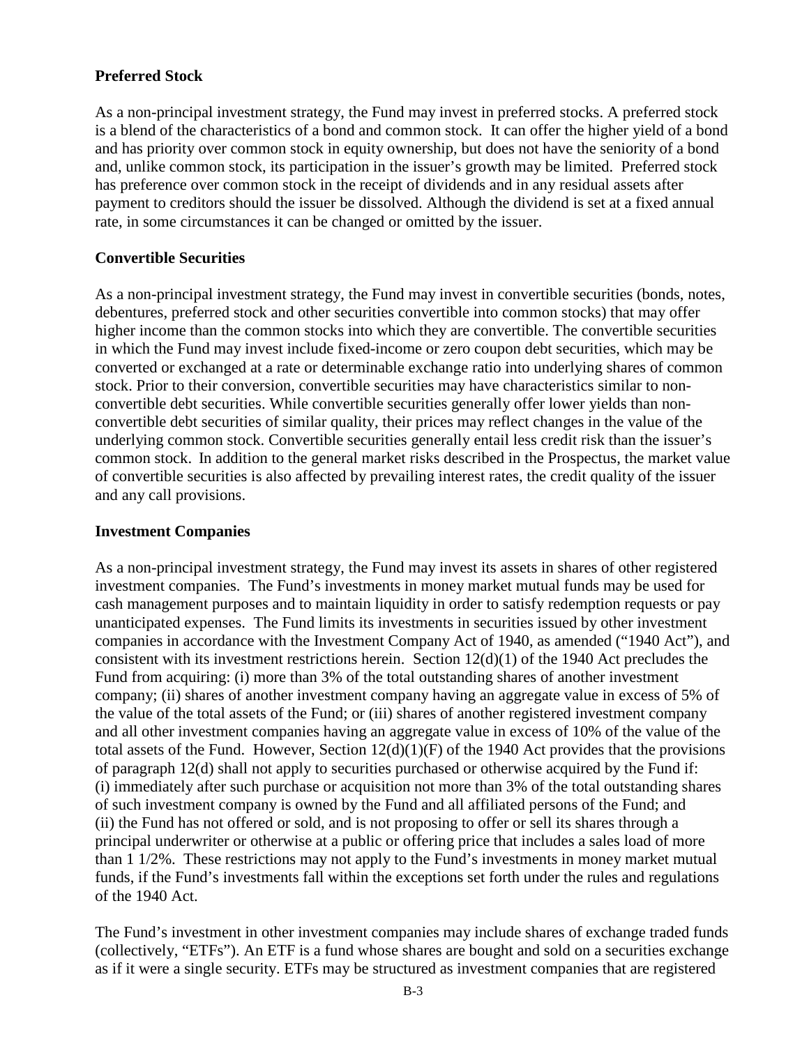### Preferred Stock

As a non-principal investment strategy, the Fund may invest in preferred stocks. A preferred stock is a blend of the characteristics of a bond and common stock. It can offer the higher yield of a bond and has priority over common stock in equity ownership, but does not have the seniority of a bond and, unlike common stock, its participation in the issuer's growth may be limited. Preferred stock has preference over common stock in the receipt of dividends and in any residual assets after payment to creditors should the issuer be dissolved. Although the dividend is set at a fixed annual rate, in some circumstances it can be changed or omitted by the issuer.

### Convertible Securities

As a non-principal investment strategy, the Fund may invest in convertible securities (bonds, notes, debentures, preferred stock and other securities convertible into common stocks) that may offer higher income than the common stocks into which they are convertible. The convertible securities in which the Fund may invest include fixed-income or zero coupon debt securities, which may be converted or exchanged at a rate or determinable exchange ratio into underlying shares of common stock. Prior to their conversion, convertible securities may have characteristics similar to non-convertible debt securities. While convertible securities generally offer lower yields than non-convertible debt securities of similar quality, their prices may reflect changes in the value of the underlying common stock. Convertible securities generally entail less credit risk than the issuer's common stock. In addition to the general market risks described in the Prospectus, the market value of convertible securities is also affected by prevailing interest rates, the credit quality of the issuer and any call provisions.

### Investment Companies

As a non-principal investment strategy, the Fund may invest its assets in shares of other registered investment companies. The Fund's investments in money market mutual funds may be used for cash management purposes and to maintain liquidity in order to satisfy redemption requests or pay unanticipated expenses. The Fund limits its investments in securities issued by other investment companies in accordance with the Investment Company Act of 1940, as amended ("1940 Act"), and consistent with its investment restrictions herein. Section 12(d)(1) of the 1940 Act precludes the Fund from acquiring: (i) more than 3% of the total outstanding shares of another investment company; (ii) shares of another investment company having an aggregate value in excess of 5% of the value of the total assets of the Fund; or (iii) shares of another registered investment company and all other investment companies having an aggregate value in excess of 10% of the value of the total assets of the Fund. However, Section 12(d)(1)(F) of the 1940 Act provides that the provisions of paragraph 12(d) shall not apply to securities purchased or otherwise acquired by the Fund if: (i) immediately after such purchase or acquisition not more than 3% of the total outstanding shares of such investment company is owned by the Fund and all affiliated persons of the Fund; and (ii) the Fund has not offered or sold, and is not proposing to offer or sell its shares through a principal underwriter or otherwise at a public or offering price that includes a sales load of more than 1 1/2%. These restrictions may not apply to the Fund's investments in money market mutual funds, if the Fund's investments fall within the exceptions set forth under the rules and regulations of the 1940 Act.

The Fund's investment in other investment companies may include shares of exchange traded funds (collectively, "ETFs"). An ETF is a fund whose shares are bought and sold on a securities exchange as if it were a single security. ETFs may be structured as investment companies that are registered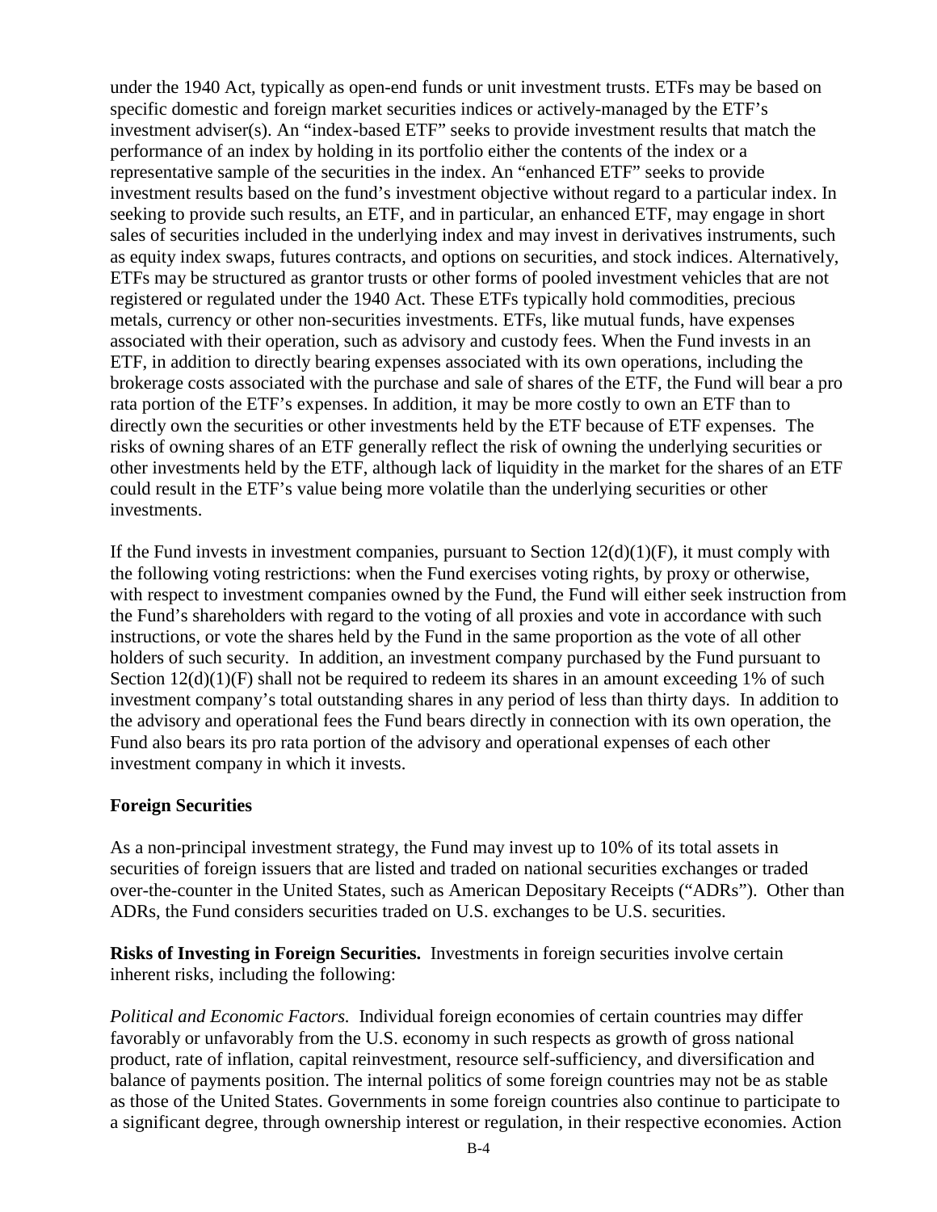under the 1940 Act, typically as open-end funds or unit investment trusts. ETFs may be based on specific domestic and foreign market securities indices or actively-managed by the ETF's investment adviser(s). An "index-based ETF" seeks to provide investment results that match the performance of an index by holding in its portfolio either the contents of the index or a representative sample of the securities in the index. An "enhanced ETF" seeks to provide investment results based on the fund's investment objective without regard to a particular index. In seeking to provide such results, an ETF, and in particular, an enhanced ETF, may engage in short sales of securities included in the underlying index and may invest in derivatives instruments, such as equity index swaps, futures contracts, and options on securities, and stock indices. Alternatively, ETFs may be structured as grantor trusts or other forms of pooled investment vehicles that are not registered or regulated under the 1940 Act. These ETFs typically hold commodities, precious metals, currency or other non-securities investments. ETFs, like mutual funds, have expenses associated with their operation, such as advisory and custody fees. When the Fund invests in an ETF, in addition to directly bearing expenses associated with its own operations, including the brokerage costs associated with the purchase and sale of shares of the ETF, the Fund will bear a pro rata portion of the ETF's expenses. In addition, it may be more costly to own an ETF than to directly own the securities or other investments held by the ETF because of ETF expenses. The risks of owning shares of an ETF generally reflect the risk of owning the underlying securities or other investments held by the ETF, although lack of liquidity in the market for the shares of an ETF could result in the ETF's value being more volatile than the underlying securities or other investments.

If the Fund invests in investment companies, pursuant to Section 12(d)(1)(F), it must comply with the following voting restrictions: when the Fund exercises voting rights, by proxy or otherwise, with respect to investment companies owned by the Fund, the Fund will either seek instruction from the Fund's shareholders with regard to the voting of all proxies and vote in accordance with such instructions, or vote the shares held by the Fund in the same proportion as the vote of all other holders of such security. In addition, an investment company purchased by the Fund pursuant to Section 12(d)(1)(F) shall not be required to redeem its shares in an amount exceeding 1% of such investment company's total outstanding shares in any period of less than thirty days. In addition to the advisory and operational fees the Fund bears directly in connection with its own operation, the Fund also bears its pro rata portion of the advisory and operational expenses of each other investment company in which it invests.

**Foreign Securities**

As a non-principal investment strategy, the Fund may invest up to 10% of its total assets in securities of foreign issuers that are listed and traded on national securities exchanges or traded over-the-counter in the United States, such as American Depositary Receipts ("ADRs"). Other than ADRs, the Fund considers securities traded on U.S. exchanges to be U.S. securities.

**Risks of Investing in Foreign Securities.** Investments in foreign securities involve certain inherent risks, including the following:

*Political and Economic Factors.* Individual foreign economies of certain countries may differ favorably or unfavorably from the U.S. economy in such respects as growth of gross national product, rate of inflation, capital reinvestment, resource self-sufficiency, and diversification and balance of payments position. The internal politics of some foreign countries may not be as stable as those of the United States. Governments in some foreign countries also continue to participate to a significant degree, through ownership interest or regulation, in their respective economies. Action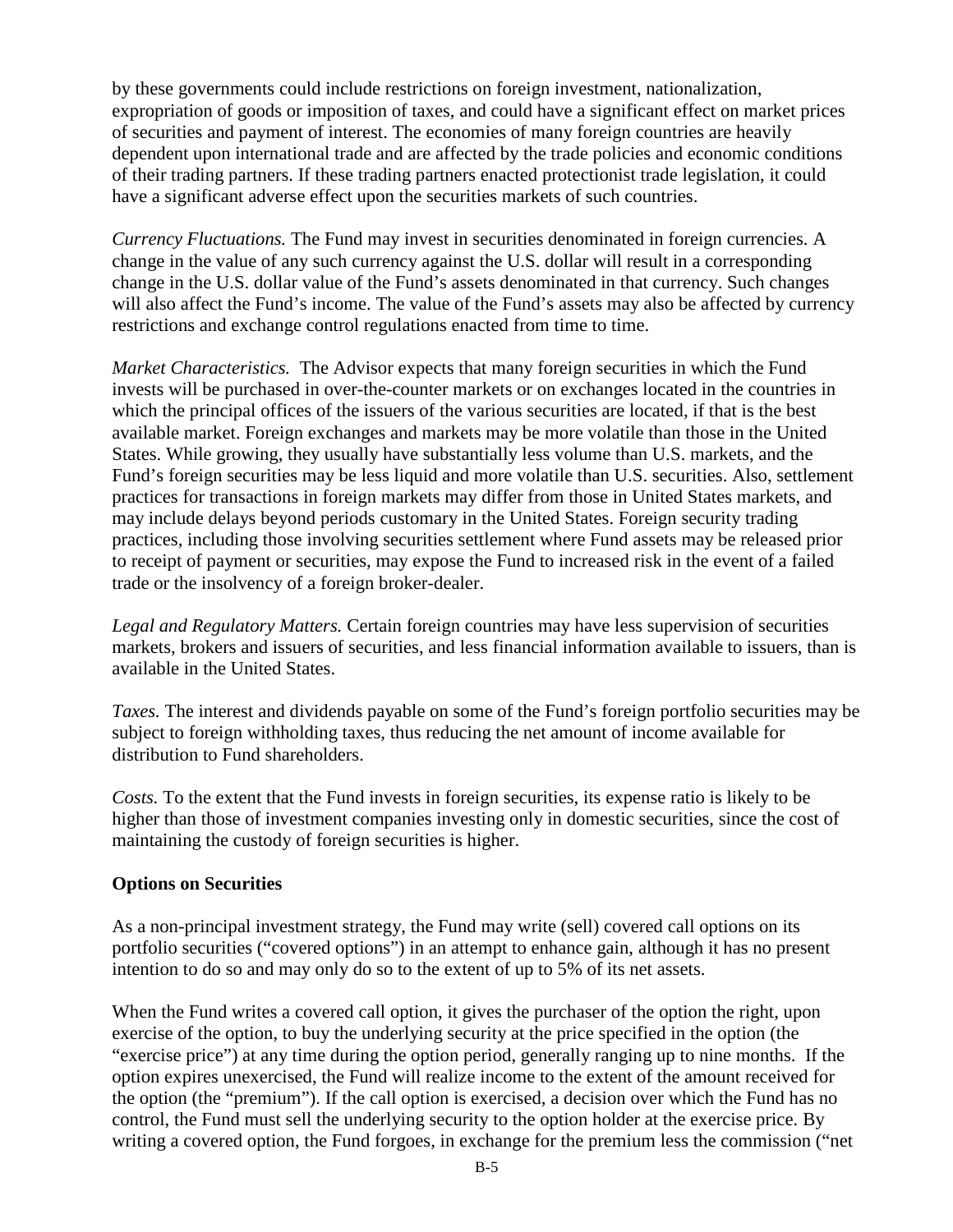by these governments could include restrictions on foreign investment, nationalization, expropriation of goods or imposition of taxes, and could have a significant effect on market prices of securities and payment of interest. The economies of many foreign countries are heavily dependent upon international trade and are affected by the trade policies and economic conditions of their trading partners. If these trading partners enacted protectionist trade legislation, it could have a significant adverse effect upon the securities markets of such countries.

*Currency Fluctuations.* The Fund may invest in securities denominated in foreign currencies. A change in the value of any such currency against the U.S. dollar will result in a corresponding change in the U.S. dollar value of the Fund's assets denominated in that currency. Such changes will also affect the Fund's income. The value of the Fund's assets may also be affected by currency restrictions and exchange control regulations enacted from time to time.

*Market Characteristics.* The Advisor expects that many foreign securities in which the Fund invests will be purchased in over-the-counter markets or on exchanges located in the countries in which the principal offices of the issuers of the various securities are located, if that is the best available market. Foreign exchanges and markets may be more volatile than those in the United States. While growing, they usually have substantially less volume than U.S. markets, and the Fund's foreign securities may be less liquid and more volatile than U.S. securities. Also, settlement practices for transactions in foreign markets may differ from those in United States markets, and may include delays beyond periods customary in the United States. Foreign security trading practices, including those involving securities settlement where Fund assets may be released prior to receipt of payment or securities, may expose the Fund to increased risk in the event of a failed trade or the insolvency of a foreign broker-dealer.

*Legal and Regulatory Matters.* Certain foreign countries may have less supervision of securities markets, brokers and issuers of securities, and less financial information available to issuers, than is available in the United States.

*Taxes.* The interest and dividends payable on some of the Fund's foreign portfolio securities may be subject to foreign withholding taxes, thus reducing the net amount of income available for distribution to Fund shareholders.

*Costs.* To the extent that the Fund invests in foreign securities, its expense ratio is likely to be higher than those of investment companies investing only in domestic securities, since the cost of maintaining the custody of foreign securities is higher.

**Options on Securities**

As a non-principal investment strategy, the Fund may write (sell) covered call options on its portfolio securities ("covered options") in an attempt to enhance gain, although it has no present intention to do so and may only do so to the extent of up to 5% of its net assets.

When the Fund writes a covered call option, it gives the purchaser of the option the right, upon exercise of the option, to buy the underlying security at the price specified in the option (the "exercise price") at any time during the option period, generally ranging up to nine months. If the option expires unexercised, the Fund will realize income to the extent of the amount received for the option (the "premium"). If the call option is exercised, a decision over which the Fund has no control, the Fund must sell the underlying security to the option holder at the exercise price. By writing a covered option, the Fund forgoes, in exchange for the premium less the commission ("net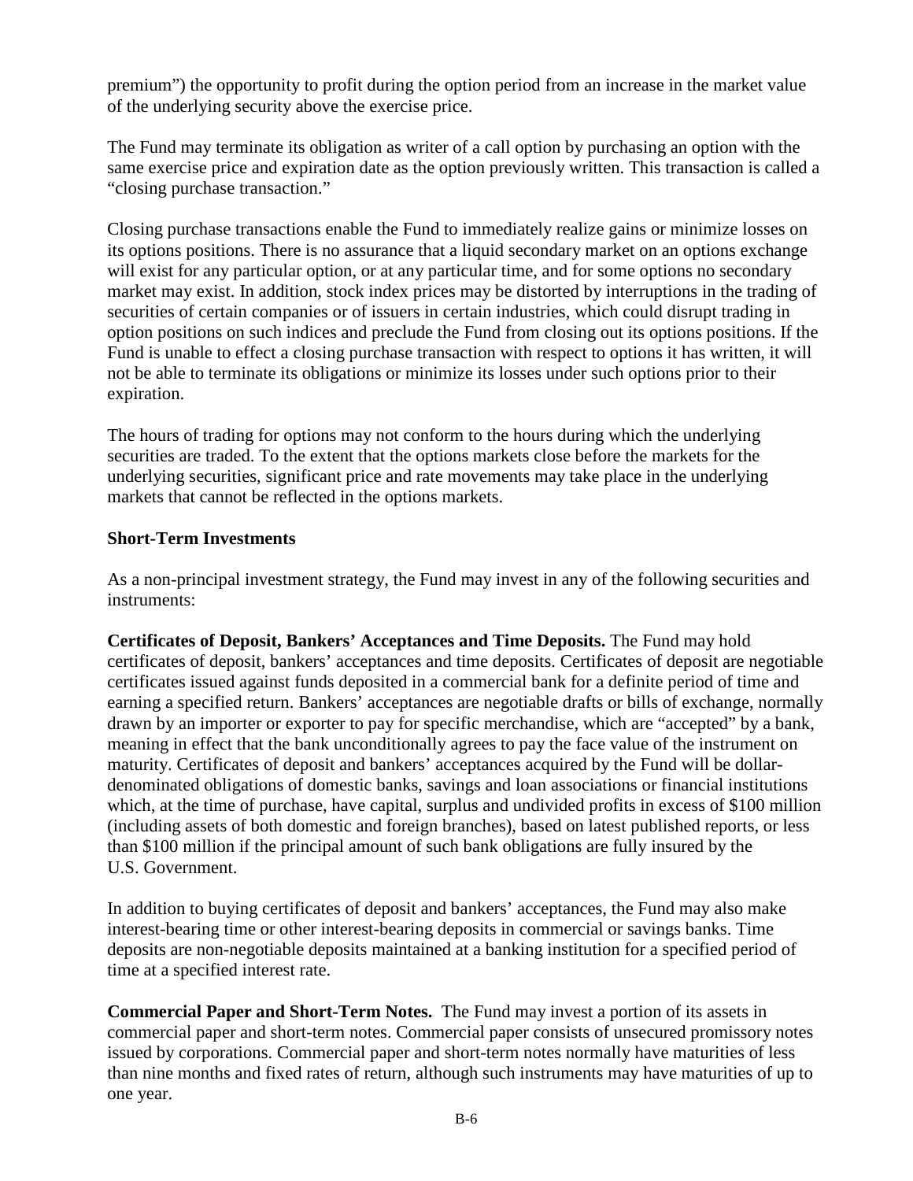premium") the opportunity to profit during the option period from an increase in the market value of the underlying security above the exercise price.

The Fund may terminate its obligation as writer of a call option by purchasing an option with the same exercise price and expiration date as the option previously written. This transaction is called a "closing purchase transaction."

Closing purchase transactions enable the Fund to immediately realize gains or minimize losses on its options positions. There is no assurance that a liquid secondary market on an options exchange will exist for any particular option, or at any particular time, and for some options no secondary market may exist. In addition, stock index prices may be distorted by interruptions in the trading of securities of certain companies or of issuers in certain industries, which could disrupt trading in option positions on such indices and preclude the Fund from closing out its options positions. If the Fund is unable to effect a closing purchase transaction with respect to options it has written, it will not be able to terminate its obligations or minimize its losses under such options prior to their expiration.

The hours of trading for options may not conform to the hours during which the underlying securities are traded. To the extent that the options markets close before the markets for the underlying securities, significant price and rate movements may take place in the underlying markets that cannot be reflected in the options markets.

**Short-Term Investments**

As a non-principal investment strategy, the Fund may invest in any of the following securities and instruments:

**Certificates of Deposit, Bankers' Acceptances and Time Deposits.** The Fund may hold certificates of deposit, bankers' acceptances and time deposits. Certificates of deposit are negotiable certificates issued against funds deposited in a commercial bank for a definite period of time and earning a specified return. Bankers' acceptances are negotiable drafts or bills of exchange, normally drawn by an importer or exporter to pay for specific merchandise, which are "accepted" by a bank, meaning in effect that the bank unconditionally agrees to pay the face value of the instrument on maturity. Certificates of deposit and bankers' acceptances acquired by the Fund will be dollar-denominated obligations of domestic banks, savings and loan associations or financial institutions which, at the time of purchase, have capital, surplus and undivided profits in excess of $100 million (including assets of both domestic and foreign branches), based on latest published reports, or less than $100 million if the principal amount of such bank obligations are fully insured by the U.S. Government.

In addition to buying certificates of deposit and bankers' acceptances, the Fund may also make interest-bearing time or other interest-bearing deposits in commercial or savings banks. Time deposits are non-negotiable deposits maintained at a banking institution for a specified period of time at a specified interest rate.

**Commercial Paper and Short-Term Notes.** The Fund may invest a portion of its assets in commercial paper and short-term notes. Commercial paper consists of unsecured promissory notes issued by corporations. Commercial paper and short-term notes normally have maturities of less than nine months and fixed rates of return, although such instruments may have maturities of up to one year.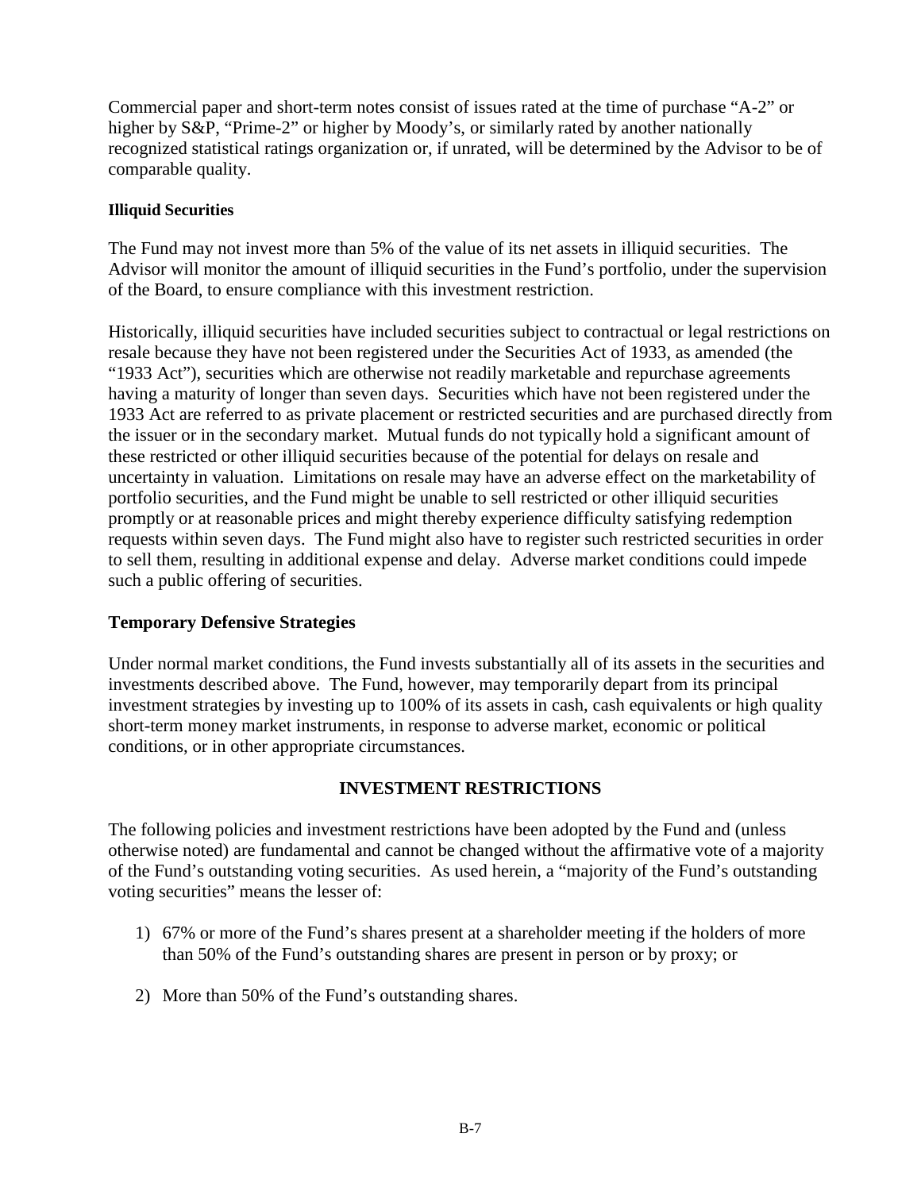Commercial paper and short-term notes consist of issues rated at the time of purchase "A-2" or higher by S&P, "Prime-2" or higher by Moody's, or similarly rated by another nationally recognized statistical ratings organization or, if unrated, will be determined by the Advisor to be of comparable quality.

#### Illiquid Securities

The Fund may not invest more than 5% of the value of its net assets in illiquid securities. The Advisor will monitor the amount of illiquid securities in the Fund's portfolio, under the supervision of the Board, to ensure compliance with this investment restriction.

Historically, illiquid securities have included securities subject to contractual or legal restrictions on resale because they have not been registered under the Securities Act of 1933, as amended (the "1933 Act"), securities which are otherwise not readily marketable and repurchase agreements having a maturity of longer than seven days. Securities which have not been registered under the 1933 Act are referred to as private placement or restricted securities and are purchased directly from the issuer or in the secondary market. Mutual funds do not typically hold a significant amount of these restricted or other illiquid securities because of the potential for delays on resale and uncertainty in valuation. Limitations on resale may have an adverse effect on the marketability of portfolio securities, and the Fund might be unable to sell restricted or other illiquid securities promptly or at reasonable prices and might thereby experience difficulty satisfying redemption requests within seven days. The Fund might also have to register such restricted securities in order to sell them, resulting in additional expense and delay. Adverse market conditions could impede such a public offering of securities.

### Temporary Defensive Strategies

Under normal market conditions, the Fund invests substantially all of its assets in the securities and investments described above. The Fund, however, may temporarily depart from its principal investment strategies by investing up to 100% of its assets in cash, cash equivalents or high quality short-term money market instruments, in response to adverse market, economic or political conditions, or in other appropriate circumstances.

## INVESTMENT RESTRICTIONS

The following policies and investment restrictions have been adopted by the Fund and (unless otherwise noted) are fundamental and cannot be changed without the affirmative vote of a majority of the Fund's outstanding voting securities. As used herein, a "majority of the Fund's outstanding voting securities" means the lesser of:

1) 67% or more of the Fund's shares present at a shareholder meeting if the holders of more than 50% of the Fund's outstanding shares are present in person or by proxy; or

2) More than 50% of the Fund's outstanding shares.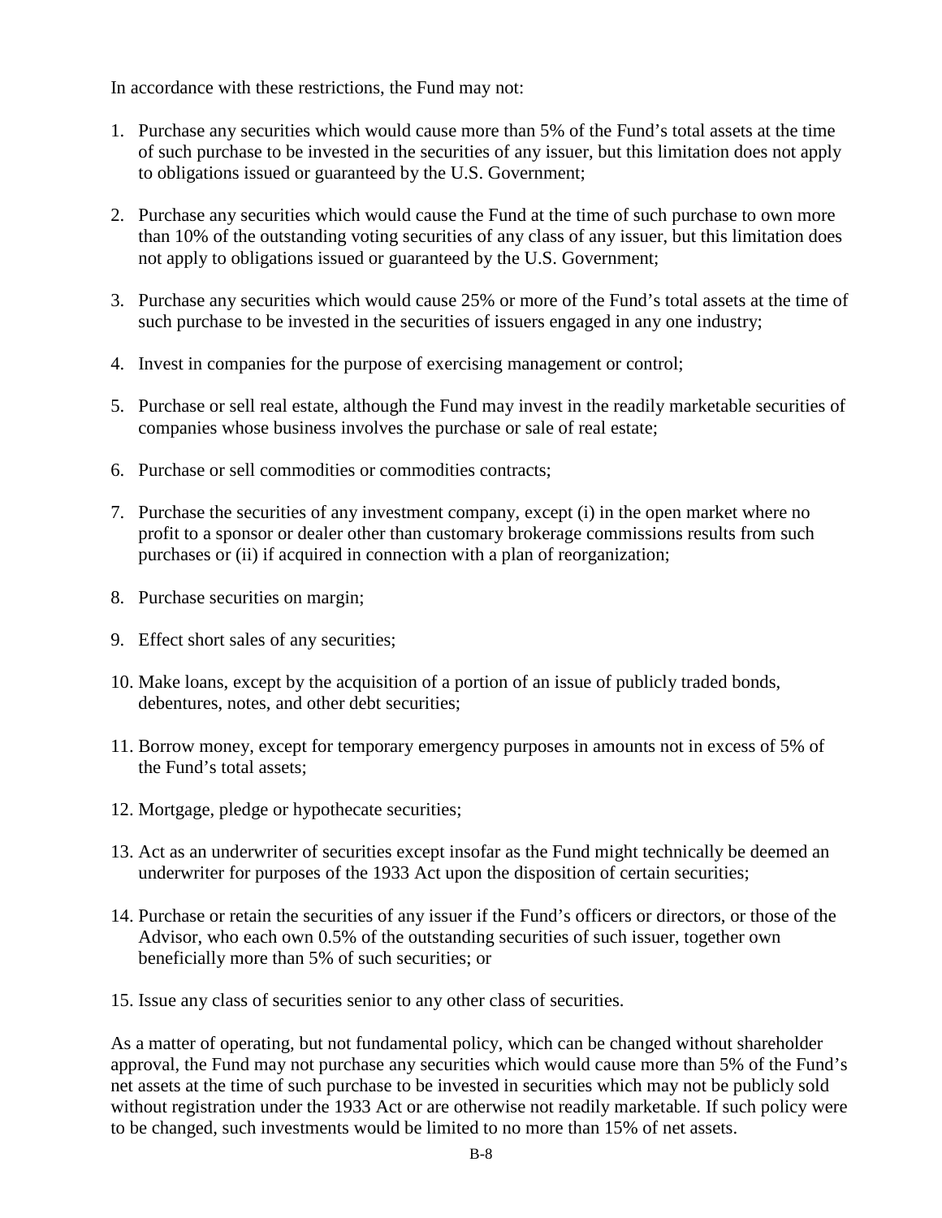In accordance with these restrictions, the Fund may not:

1. Purchase any securities which would cause more than 5% of the Fund's total assets at the time of such purchase to be invested in the securities of any issuer, but this limitation does not apply to obligations issued or guaranteed by the U.S. Government;

2. Purchase any securities which would cause the Fund at the time of such purchase to own more than 10% of the outstanding voting securities of any class of any issuer, but this limitation does not apply to obligations issued or guaranteed by the U.S. Government;

3. Purchase any securities which would cause 25% or more of the Fund's total assets at the time of such purchase to be invested in the securities of issuers engaged in any one industry;

4. Invest in companies for the purpose of exercising management or control;

5. Purchase or sell real estate, although the Fund may invest in the readily marketable securities of companies whose business involves the purchase or sale of real estate;

6. Purchase or sell commodities or commodities contracts;

7. Purchase the securities of any investment company, except (i) in the open market where no profit to a sponsor or dealer other than customary brokerage commissions results from such purchases or (ii) if acquired in connection with a plan of reorganization;

8. Purchase securities on margin;

9. Effect short sales of any securities;

10. Make loans, except by the acquisition of a portion of an issue of publicly traded bonds, debentures, notes, and other debt securities;

11. Borrow money, except for temporary emergency purposes in amounts not in excess of 5% of the Fund's total assets;

12. Mortgage, pledge or hypothecate securities;

13. Act as an underwriter of securities except insofar as the Fund might technically be deemed an underwriter for purposes of the 1933 Act upon the disposition of certain securities;

14. Purchase or retain the securities of any issuer if the Fund's officers or directors, or those of the Advisor, who each own 0.5% of the outstanding securities of such issuer, together own beneficially more than 5% of such securities; or

15. Issue any class of securities senior to any other class of securities.

As a matter of operating, but not fundamental policy, which can be changed without shareholder approval, the Fund may not purchase any securities which would cause more than 5% of the Fund's net assets at the time of such purchase to be invested in securities which may not be publicly sold without registration under the 1933 Act or are otherwise not readily marketable. If such policy were to be changed, such investments would be limited to no more than 15% of net assets.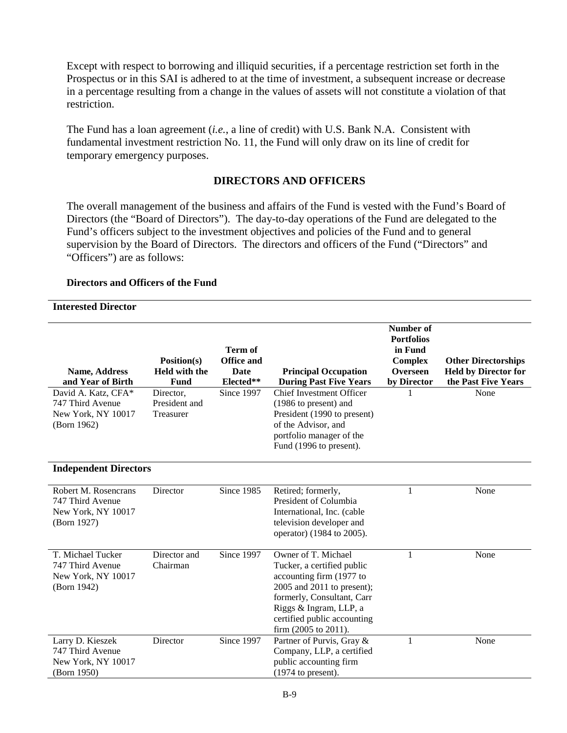Except with respect to borrowing and illiquid securities, if a percentage restriction set forth in the Prospectus or in this SAI is adhered to at the time of investment, a subsequent increase or decrease in a percentage resulting from a change in the values of assets will not constitute a violation of that restriction.

The Fund has a loan agreement (*i.e.*, a line of credit) with U.S. Bank N.A. Consistent with fundamental investment restriction No. 11, the Fund will only draw on its line of credit for temporary emergency purposes.

## DIRECTORS AND OFFICERS

The overall management of the business and affairs of the Fund is vested with the Fund's Board of Directors (the "Board of Directors"). The day-to-day operations of the Fund are delegated to the Fund's officers subject to the investment objectives and policies of the Fund and to general supervision by the Board of Directors. The directors and officers of the Fund ("Directors" and "Officers") are as follows:

**Directors and Officers of the Fund**

| Name, Address and Year of Birth | Position(s) Held with the Fund | Term of Office and Date Elected** | Principal Occupation During Past Five Years | Number of Portfolios in Fund Complex Overseen by Director | Other Directorships Held by Director for the Past Five Years |
|---|---|---|---|---|---|
| **Interested Director** | | | | | |
| David A. Katz, CFA* 747 Third Avenue New York, NY 10017 (Born 1962) | Director, President and Treasurer | Since 1997 | Chief Investment Officer (1986 to present) and President (1990 to present) of the Advisor, and portfolio manager of the Fund (1996 to present). | 1 | None |
| **Independent Directors** | | | | | |
| Robert M. Rosencrans 747 Third Avenue New York, NY 10017 (Born 1927) | Director | Since 1985 | Retired; formerly, President of Columbia International, Inc. (cable television developer and operator) (1984 to 2005). | 1 | None |
| T. Michael Tucker 747 Third Avenue New York, NY 10017 (Born 1942) | Director and Chairman | Since 1997 | Owner of T. Michael Tucker, a certified public accounting firm (1977 to 2005 and 2011 to present); formerly, Consultant, Carr Riggs & Ingram, LLP, a certified public accounting firm (2005 to 2011). | 1 | None |
| Larry D. Kieszek 747 Third Avenue New York, NY 10017 (Born 1950) | Director | Since 1997 | Partner of Purvis, Gray & Company, LLP, a certified public accounting firm (1974 to present). | 1 | None |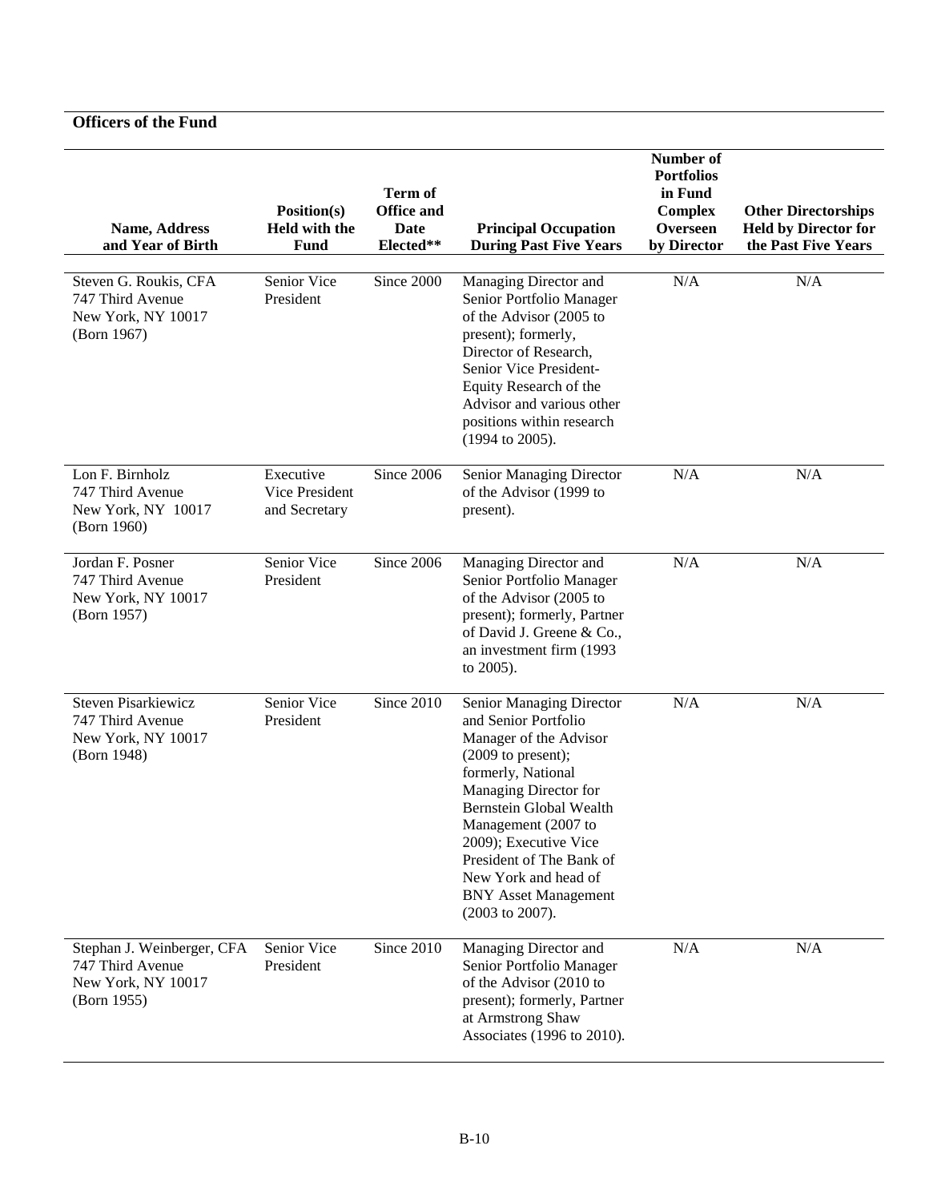## Officers of the Fund

| Name, Address and Year of Birth | Position(s) Held with the Fund | Term of Office and Date Elected** | Principal Occupation During Past Five Years | Number of Portfolios in Fund Complex Overseen by Director | Other Directorships Held by Director for the Past Five Years |
|---|---|---|---|---|---|
| Steven G. Roukis, CFA<br>747 Third Avenue<br>New York, NY 10017<br>(Born 1967) | Senior Vice President | Since 2000 | Managing Director and Senior Portfolio Manager of the Advisor (2005 to present); formerly, Director of Research, Senior Vice President-Equity Research of the Advisor and various other positions within research (1994 to 2005). | N/A | N/A |
| Lon F. Birnholz<br>747 Third Avenue<br>New York, NY 10017<br>(Born 1960) | Executive Vice President and Secretary | Since 2006 | Senior Managing Director of the Advisor (1999 to present). | N/A | N/A |
| Jordan F. Posner<br>747 Third Avenue<br>New York, NY 10017<br>(Born 1957) | Senior Vice President | Since 2006 | Managing Director and Senior Portfolio Manager of the Advisor (2005 to present); formerly, Partner of David J. Greene & Co., an investment firm (1993 to 2005). | N/A | N/A |
| Steven Pisarkiewicz<br>747 Third Avenue<br>New York, NY 10017<br>(Born 1948) | Senior Vice President | Since 2010 | Senior Managing Director and Senior Portfolio Manager of the Advisor (2009 to present); formerly, National Managing Director for Bernstein Global Wealth Management (2007 to 2009); Executive Vice President of The Bank of New York and head of BNY Asset Management (2003 to 2007). | N/A | N/A |
| Stephan J. Weinberger, CFA<br>747 Third Avenue<br>New York, NY 10017<br>(Born 1955) | Senior Vice President | Since 2010 | Managing Director and Senior Portfolio Manager of the Advisor (2010 to present); formerly, Partner at Armstrong Shaw Associates (1996 to 2010). | N/A | N/A |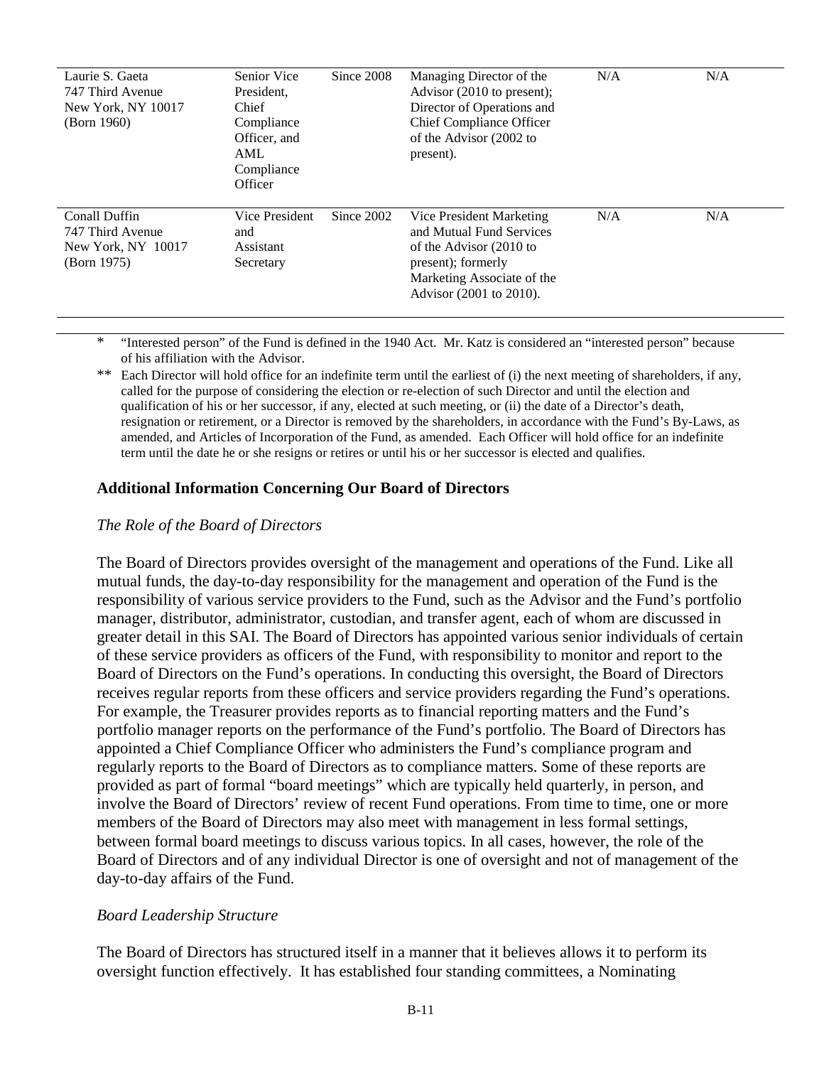| | | | | | |
|---|---|---|---|---|---|
| Laurie S. Gaeta<br>747 Third Avenue<br>New York, NY 10017<br>(Born 1960) | Senior Vice President, Chief Compliance Officer, and AML Compliance Officer | Since 2008 | Managing Director of the Advisor (2010 to present); Director of Operations and Chief Compliance Officer of the Advisor (2002 to present). | N/A | N/A |
| Conall Duffin<br>747 Third Avenue<br>New York, NY 10017<br>(Born 1975) | Vice President and Assistant Secretary | Since 2002 | Vice President Marketing and Mutual Fund Services of the Advisor (2010 to present); formerly Marketing Associate of the Advisor (2001 to 2010). | N/A | N/A |

\* "Interested person" of the Fund is defined in the 1940 Act. Mr. Katz is considered an "interested person" because of his affiliation with the Advisor.

\** Each Director will hold office for an indefinite term until the earliest of (i) the next meeting of shareholders, if any, called for the purpose of considering the election or re-election of such Director and until the election and qualification of his or her successor, if any, elected at such meeting, or (ii) the date of a Director's death, resignation or retirement, or a Director is removed by the shareholders, in accordance with the Fund's By-Laws, as amended, and Articles of Incorporation of the Fund, as amended. Each Officer will hold office for an indefinite term until the date he or she resigns or retires or until his or her successor is elected and qualifies.

## Additional Information Concerning Our Board of Directors

*The Role of the Board of Directors*

The Board of Directors provides oversight of the management and operations of the Fund. Like all mutual funds, the day-to-day responsibility for the management and operation of the Fund is the responsibility of various service providers to the Fund, such as the Advisor and the Fund's portfolio manager, distributor, administrator, custodian, and transfer agent, each of whom are discussed in greater detail in this SAI. The Board of Directors has appointed various senior individuals of certain of these service providers as officers of the Fund, with responsibility to monitor and report to the Board of Directors on the Fund's operations. In conducting this oversight, the Board of Directors receives regular reports from these officers and service providers regarding the Fund's operations. For example, the Treasurer provides reports as to financial reporting matters and the Fund's portfolio manager reports on the performance of the Fund's portfolio. The Board of Directors has appointed a Chief Compliance Officer who administers the Fund's compliance program and regularly reports to the Board of Directors as to compliance matters. Some of these reports are provided as part of formal "board meetings" which are typically held quarterly, in person, and involve the Board of Directors' review of recent Fund operations. From time to time, one or more members of the Board of Directors may also meet with management in less formal settings, between formal board meetings to discuss various topics. In all cases, however, the role of the Board of Directors and of any individual Director is one of oversight and not of management of the day-to-day affairs of the Fund.

*Board Leadership Structure*

The Board of Directors has structured itself in a manner that it believes allows it to perform its oversight function effectively. It has established four standing committees, a Nominating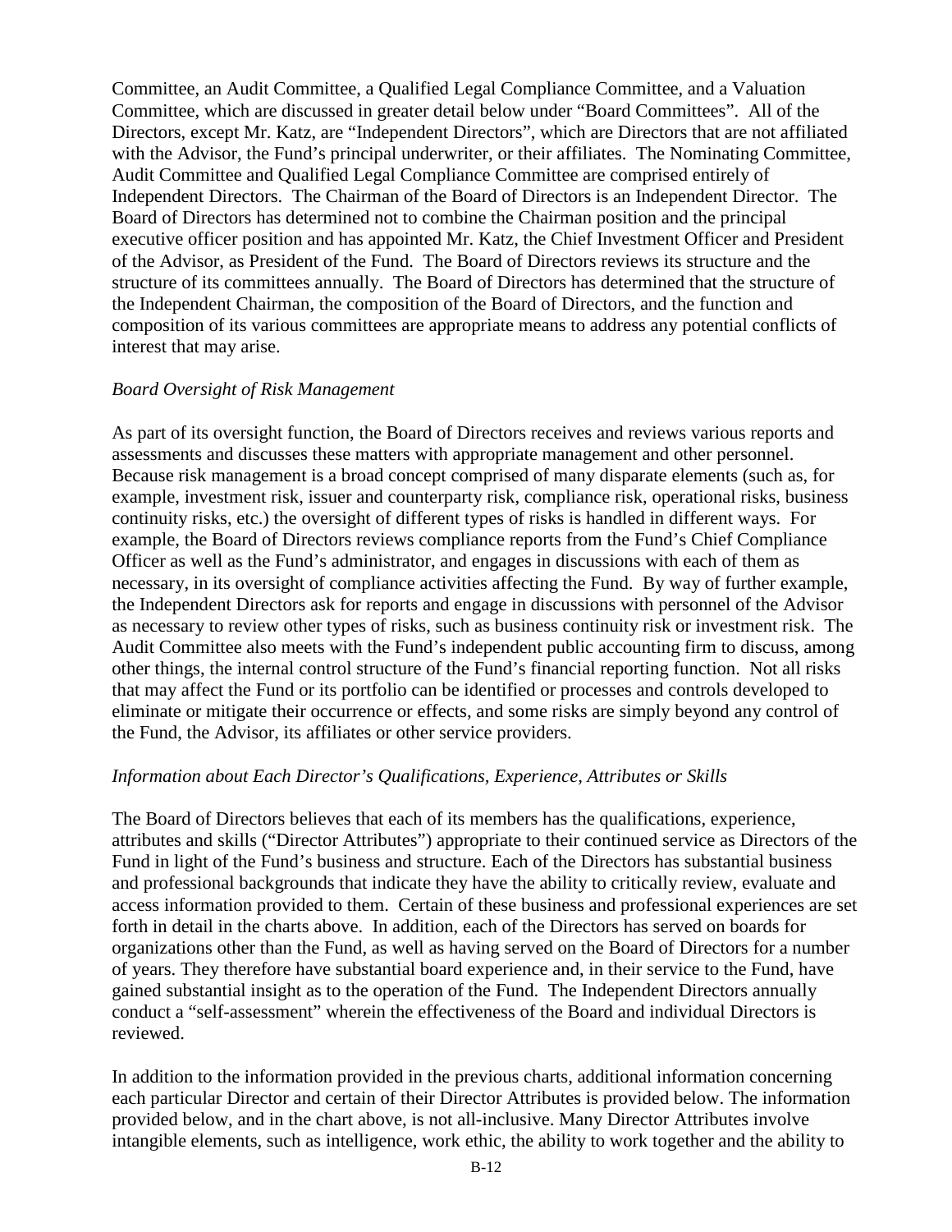Committee, an Audit Committee, a Qualified Legal Compliance Committee, and a Valuation Committee, which are discussed in greater detail below under "Board Committees". All of the Directors, except Mr. Katz, are "Independent Directors", which are Directors that are not affiliated with the Advisor, the Fund's principal underwriter, or their affiliates. The Nominating Committee, Audit Committee and Qualified Legal Compliance Committee are comprised entirely of Independent Directors. The Chairman of the Board of Directors is an Independent Director. The Board of Directors has determined not to combine the Chairman position and the principal executive officer position and has appointed Mr. Katz, the Chief Investment Officer and President of the Advisor, as President of the Fund. The Board of Directors reviews its structure and the structure of its committees annually. The Board of Directors has determined that the structure of the Independent Chairman, the composition of the Board of Directors, and the function and composition of its various committees are appropriate means to address any potential conflicts of interest that may arise.

*Board Oversight of Risk Management*

As part of its oversight function, the Board of Directors receives and reviews various reports and assessments and discusses these matters with appropriate management and other personnel. Because risk management is a broad concept comprised of many disparate elements (such as, for example, investment risk, issuer and counterparty risk, compliance risk, operational risks, business continuity risks, etc.) the oversight of different types of risks is handled in different ways. For example, the Board of Directors reviews compliance reports from the Fund's Chief Compliance Officer as well as the Fund's administrator, and engages in discussions with each of them as necessary, in its oversight of compliance activities affecting the Fund. By way of further example, the Independent Directors ask for reports and engage in discussions with personnel of the Advisor as necessary to review other types of risks, such as business continuity risk or investment risk. The Audit Committee also meets with the Fund's independent public accounting firm to discuss, among other things, the internal control structure of the Fund's financial reporting function. Not all risks that may affect the Fund or its portfolio can be identified or processes and controls developed to eliminate or mitigate their occurrence or effects, and some risks are simply beyond any control of the Fund, the Advisor, its affiliates or other service providers.

*Information about Each Director's Qualifications, Experience, Attributes or Skills*

The Board of Directors believes that each of its members has the qualifications, experience, attributes and skills ("Director Attributes") appropriate to their continued service as Directors of the Fund in light of the Fund's business and structure. Each of the Directors has substantial business and professional backgrounds that indicate they have the ability to critically review, evaluate and access information provided to them. Certain of these business and professional experiences are set forth in detail in the charts above. In addition, each of the Directors has served on boards for organizations other than the Fund, as well as having served on the Board of Directors for a number of years. They therefore have substantial board experience and, in their service to the Fund, have gained substantial insight as to the operation of the Fund. The Independent Directors annually conduct a "self-assessment" wherein the effectiveness of the Board and individual Directors is reviewed.

In addition to the information provided in the previous charts, additional information concerning each particular Director and certain of their Director Attributes is provided below. The information provided below, and in the chart above, is not all-inclusive. Many Director Attributes involve intangible elements, such as intelligence, work ethic, the ability to work together and the ability to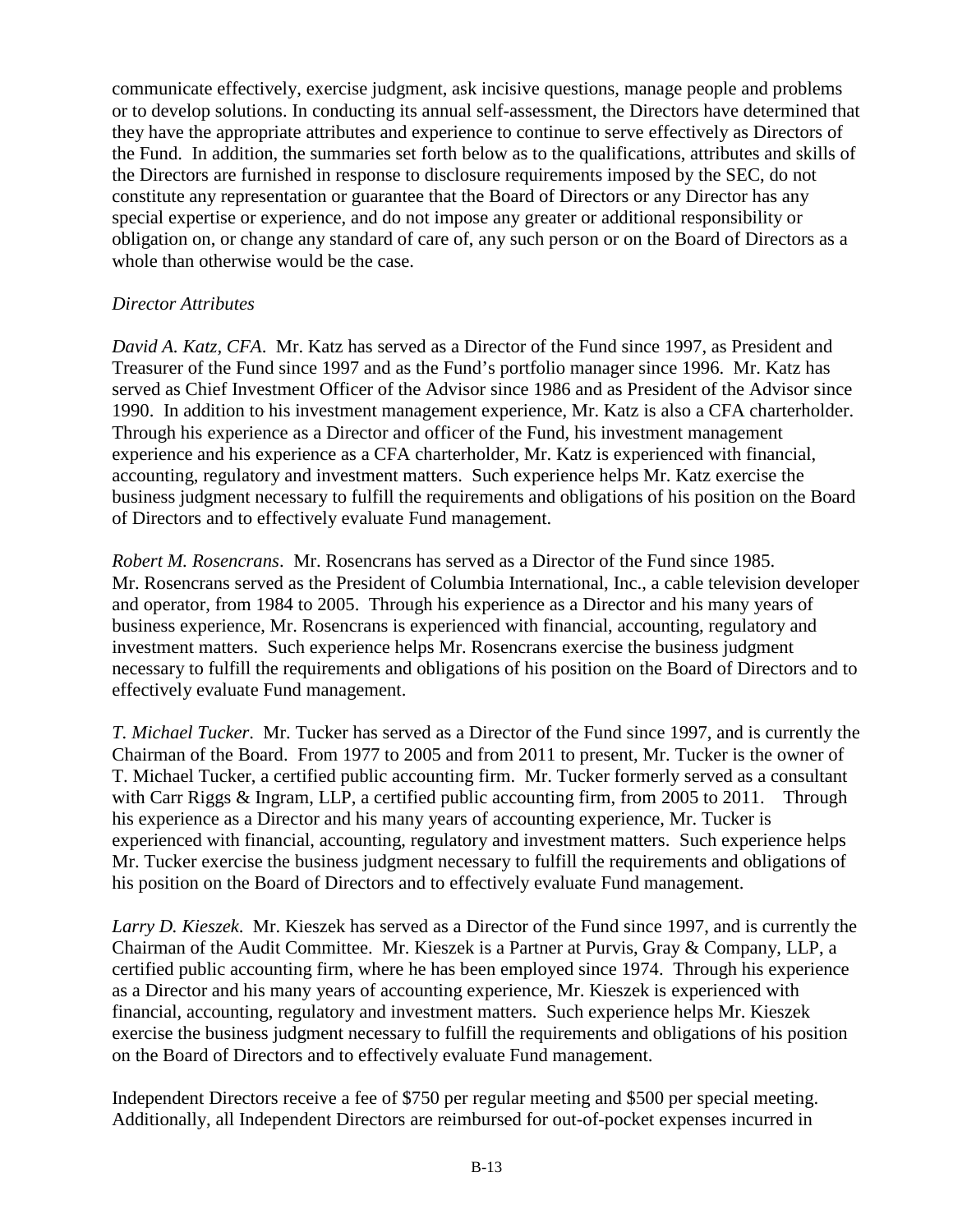communicate effectively, exercise judgment, ask incisive questions, manage people and problems or to develop solutions. In conducting its annual self-assessment, the Directors have determined that they have the appropriate attributes and experience to continue to serve effectively as Directors of the Fund. In addition, the summaries set forth below as to the qualifications, attributes and skills of the Directors are furnished in response to disclosure requirements imposed by the SEC, do not constitute any representation or guarantee that the Board of Directors or any Director has any special expertise or experience, and do not impose any greater or additional responsibility or obligation on, or change any standard of care of, any such person or on the Board of Directors as a whole than otherwise would be the case.

*Director Attributes*

*David A. Katz, CFA*. Mr. Katz has served as a Director of the Fund since 1997, as President and Treasurer of the Fund since 1997 and as the Fund's portfolio manager since 1996. Mr. Katz has served as Chief Investment Officer of the Advisor since 1986 and as President of the Advisor since 1990. In addition to his investment management experience, Mr. Katz is also a CFA charterholder. Through his experience as a Director and officer of the Fund, his investment management experience and his experience as a CFA charterholder, Mr. Katz is experienced with financial, accounting, regulatory and investment matters. Such experience helps Mr. Katz exercise the business judgment necessary to fulfill the requirements and obligations of his position on the Board of Directors and to effectively evaluate Fund management.

*Robert M. Rosencrans*. Mr. Rosencrans has served as a Director of the Fund since 1985. Mr. Rosencrans served as the President of Columbia International, Inc., a cable television developer and operator, from 1984 to 2005. Through his experience as a Director and his many years of business experience, Mr. Rosencrans is experienced with financial, accounting, regulatory and investment matters. Such experience helps Mr. Rosencrans exercise the business judgment necessary to fulfill the requirements and obligations of his position on the Board of Directors and to effectively evaluate Fund management.

*T. Michael Tucker*. Mr. Tucker has served as a Director of the Fund since 1997, and is currently the Chairman of the Board. From 1977 to 2005 and from 2011 to present, Mr. Tucker is the owner of T. Michael Tucker, a certified public accounting firm. Mr. Tucker formerly served as a consultant with Carr Riggs & Ingram, LLP, a certified public accounting firm, from 2005 to 2011. Through his experience as a Director and his many years of accounting experience, Mr. Tucker is experienced with financial, accounting, regulatory and investment matters. Such experience helps Mr. Tucker exercise the business judgment necessary to fulfill the requirements and obligations of his position on the Board of Directors and to effectively evaluate Fund management.

*Larry D. Kieszek*. Mr. Kieszek has served as a Director of the Fund since 1997, and is currently the Chairman of the Audit Committee. Mr. Kieszek is a Partner at Purvis, Gray & Company, LLP, a certified public accounting firm, where he has been employed since 1974. Through his experience as a Director and his many years of accounting experience, Mr. Kieszek is experienced with financial, accounting, regulatory and investment matters. Such experience helps Mr. Kieszek exercise the business judgment necessary to fulfill the requirements and obligations of his position on the Board of Directors and to effectively evaluate Fund management.

Independent Directors receive a fee of $750 per regular meeting and $500 per special meeting. Additionally, all Independent Directors are reimbursed for out-of-pocket expenses incurred in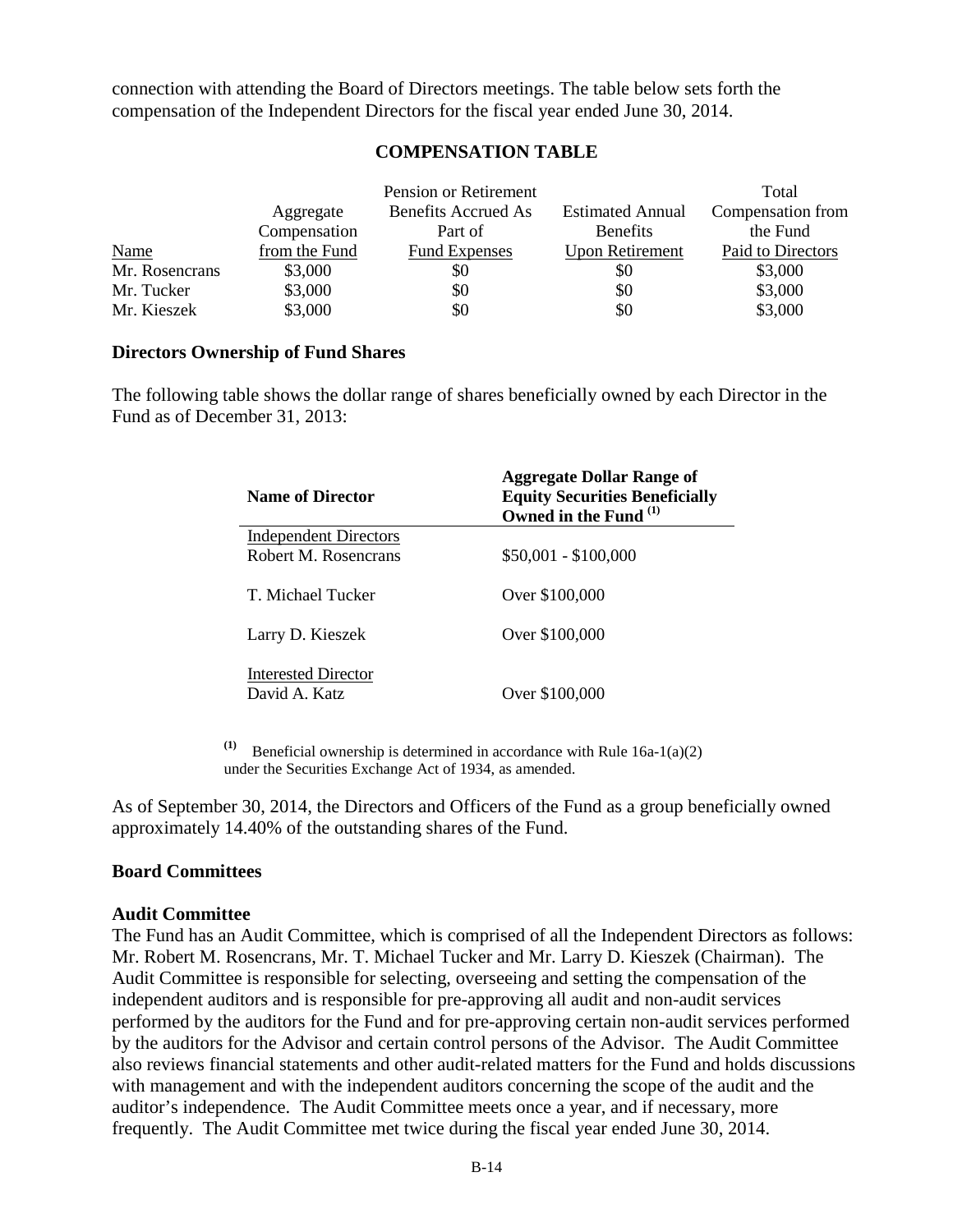connection with attending the Board of Directors meetings. The table below sets forth the compensation of the Independent Directors for the fiscal year ended June 30, 2014.

**COMPENSATION TABLE**

| Name | Aggregate Compensation from the Fund | Pension or Retirement Benefits Accrued As Part of Fund Expenses | Estimated Annual Benefits Upon Retirement | Total Compensation from the Fund Paid to Directors |
|---|---|---|---|---|
| Mr. Rosencrans | $3,000 | $0 | $0 | $3,000 |
| Mr. Tucker | $3,000 | $0 | $0 | $3,000 |
| Mr. Kieszek | $3,000 | $0 | $0 | $3,000 |

**Directors Ownership of Fund Shares**

The following table shows the dollar range of shares beneficially owned by each Director in the Fund as of December 31, 2013:

| Name of Director | Aggregate Dollar Range of Equity Securities Beneficially Owned in the Fund [(1)] |
|---|---|
| Independent Directors | |
| Robert M. Rosencrans | $50,001 - $100,000 |
| T. Michael Tucker | Over $100,000 |
| Larry D. Kieszek | Over $100,000 |
| Interested Director | |
| David A. Katz | Over $100,000 |

(1) Beneficial ownership is determined in accordance with Rule 16a-1(a)(2) under the Securities Exchange Act of 1934, as amended.

As of September 30, 2014, the Directors and Officers of the Fund as a group beneficially owned approximately 14.40% of the outstanding shares of the Fund.

**Board Committees**

**Audit Committee**

The Fund has an Audit Committee, which is comprised of all the Independent Directors as follows: Mr. Robert M. Rosencrans, Mr. T. Michael Tucker and Mr. Larry D. Kieszek (Chairman). The Audit Committee is responsible for selecting, overseeing and setting the compensation of the independent auditors and is responsible for pre-approving all audit and non-audit services performed by the auditors for the Fund and for pre-approving certain non-audit services performed by the auditors for the Advisor and certain control persons of the Advisor. The Audit Committee also reviews financial statements and other audit-related matters for the Fund and holds discussions with management and with the independent auditors concerning the scope of the audit and the auditor's independence. The Audit Committee meets once a year, and if necessary, more frequently. The Audit Committee met twice during the fiscal year ended June 30, 2014.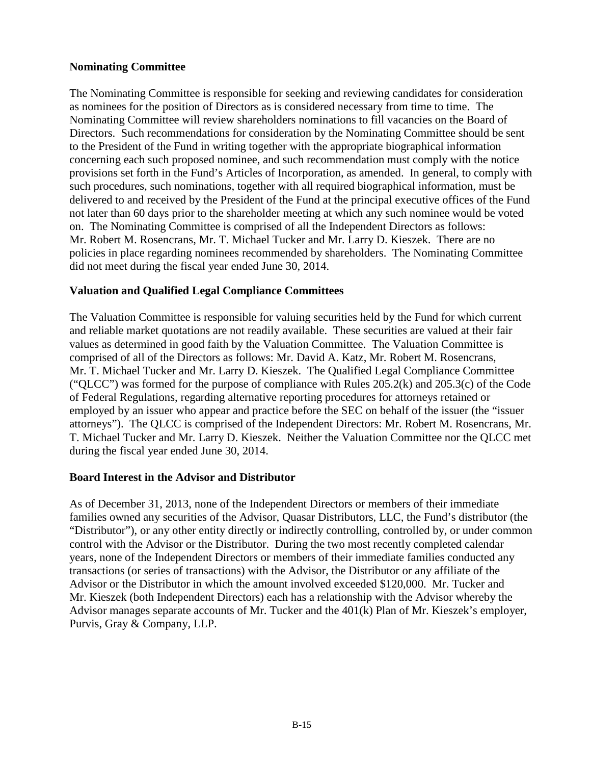### Nominating Committee

The Nominating Committee is responsible for seeking and reviewing candidates for consideration as nominees for the position of Directors as is considered necessary from time to time. The Nominating Committee will review shareholders nominations to fill vacancies on the Board of Directors. Such recommendations for consideration by the Nominating Committee should be sent to the President of the Fund in writing together with the appropriate biographical information concerning each such proposed nominee, and such recommendation must comply with the notice provisions set forth in the Fund's Articles of Incorporation, as amended. In general, to comply with such procedures, such nominations, together with all required biographical information, must be delivered to and received by the President of the Fund at the principal executive offices of the Fund not later than 60 days prior to the shareholder meeting at which any such nominee would be voted on. The Nominating Committee is comprised of all the Independent Directors as follows: Mr. Robert M. Rosencrans, Mr. T. Michael Tucker and Mr. Larry D. Kieszek. There are no policies in place regarding nominees recommended by shareholders. The Nominating Committee did not meet during the fiscal year ended June 30, 2014.

### Valuation and Qualified Legal Compliance Committees

The Valuation Committee is responsible for valuing securities held by the Fund for which current and reliable market quotations are not readily available. These securities are valued at their fair values as determined in good faith by the Valuation Committee. The Valuation Committee is comprised of all of the Directors as follows: Mr. David A. Katz, Mr. Robert M. Rosencrans, Mr. T. Michael Tucker and Mr. Larry D. Kieszek. The Qualified Legal Compliance Committee ("QLCC") was formed for the purpose of compliance with Rules 205.2(k) and 205.3(c) of the Code of Federal Regulations, regarding alternative reporting procedures for attorneys retained or employed by an issuer who appear and practice before the SEC on behalf of the issuer (the "issuer attorneys"). The QLCC is comprised of the Independent Directors: Mr. Robert M. Rosencrans, Mr. T. Michael Tucker and Mr. Larry D. Kieszek. Neither the Valuation Committee nor the QLCC met during the fiscal year ended June 30, 2014.

### Board Interest in the Advisor and Distributor

As of December 31, 2013, none of the Independent Directors or members of their immediate families owned any securities of the Advisor, Quasar Distributors, LLC, the Fund's distributor (the "Distributor"), or any other entity directly or indirectly controlling, controlled by, or under common control with the Advisor or the Distributor. During the two most recently completed calendar years, none of the Independent Directors or members of their immediate families conducted any transactions (or series of transactions) with the Advisor, the Distributor or any affiliate of the Advisor or the Distributor in which the amount involved exceeded $120,000. Mr. Tucker and Mr. Kieszek (both Independent Directors) each has a relationship with the Advisor whereby the Advisor manages separate accounts of Mr. Tucker and the 401(k) Plan of Mr. Kieszek's employer, Purvis, Gray & Company, LLP.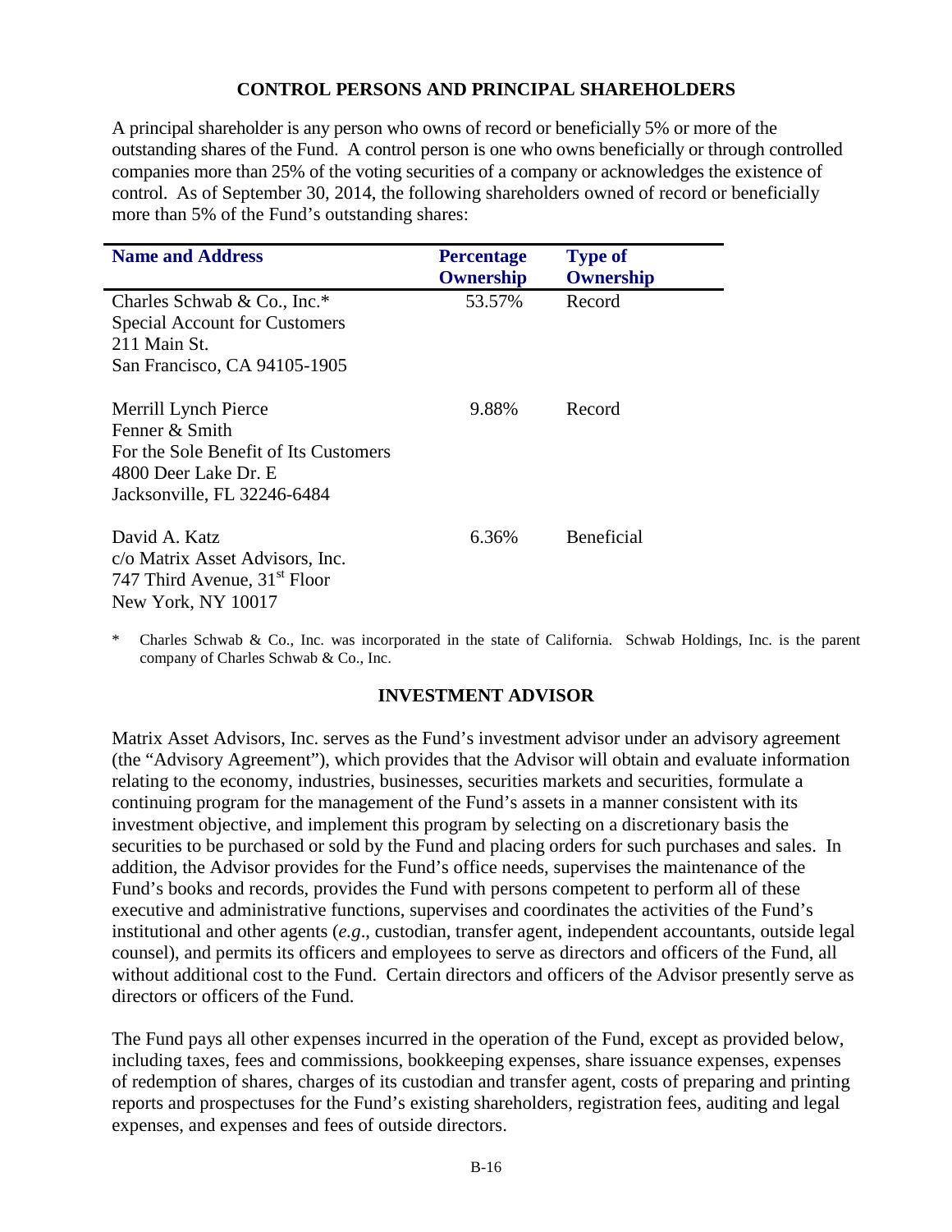## CONTROL PERSONS AND PRINCIPAL SHAREHOLDERS

A principal shareholder is any person who owns of record or beneficially 5% or more of the outstanding shares of the Fund. A control person is one who owns beneficially or through controlled companies more than 25% of the voting securities of a company or acknowledges the existence of control. As of September 30, 2014, the following shareholders owned of record or beneficially more than 5% of the Fund's outstanding shares:

| Name and Address | Percentage Ownership | Type of Ownership |
|---|---|---|
| Charles Schwab & Co., Inc.* Special Account for Customers 211 Main St. San Francisco, CA 94105-1905 | 53.57% | Record |
| Merrill Lynch Pierce Fenner & Smith For the Sole Benefit of Its Customers 4800 Deer Lake Dr. E Jacksonville, FL 32246-6484 | 9.88% | Record |
| David A. Katz c/o Matrix Asset Advisors, Inc. 747 Third Avenue, 31st Floor New York, NY 10017 | 6.36% | Beneficial |

\* Charles Schwab & Co., Inc. was incorporated in the state of California. Schwab Holdings, Inc. is the parent company of Charles Schwab & Co., Inc.

## INVESTMENT ADVISOR

Matrix Asset Advisors, Inc. serves as the Fund's investment advisor under an advisory agreement (the "Advisory Agreement"), which provides that the Advisor will obtain and evaluate information relating to the economy, industries, businesses, securities markets and securities, formulate a continuing program for the management of the Fund's assets in a manner consistent with its investment objective, and implement this program by selecting on a discretionary basis the securities to be purchased or sold by the Fund and placing orders for such purchases and sales. In addition, the Advisor provides for the Fund's office needs, supervises the maintenance of the Fund's books and records, provides the Fund with persons competent to perform all of these executive and administrative functions, supervises and coordinates the activities of the Fund's institutional and other agents (*e.g*., custodian, transfer agent, independent accountants, outside legal counsel), and permits its officers and employees to serve as directors and officers of the Fund, all without additional cost to the Fund. Certain directors and officers of the Advisor presently serve as directors or officers of the Fund.

The Fund pays all other expenses incurred in the operation of the Fund, except as provided below, including taxes, fees and commissions, bookkeeping expenses, share issuance expenses, expenses of redemption of shares, charges of its custodian and transfer agent, costs of preparing and printing reports and prospectuses for the Fund's existing shareholders, registration fees, auditing and legal expenses, and expenses and fees of outside directors.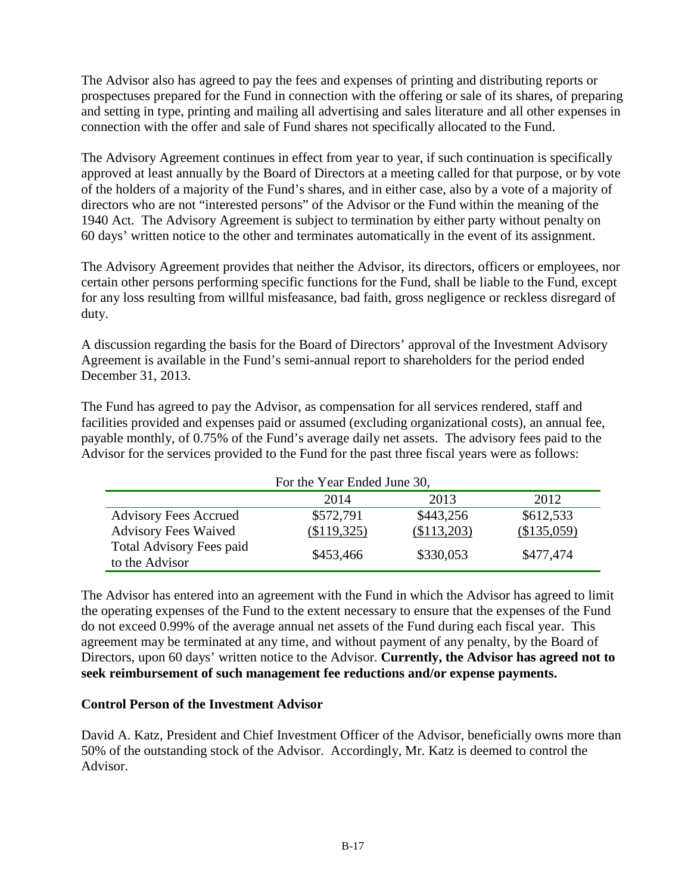The Advisor also has agreed to pay the fees and expenses of printing and distributing reports or prospectuses prepared for the Fund in connection with the offering or sale of its shares, of preparing and setting in type, printing and mailing all advertising and sales literature and all other expenses in connection with the offer and sale of Fund shares not specifically allocated to the Fund.

The Advisory Agreement continues in effect from year to year, if such continuation is specifically approved at least annually by the Board of Directors at a meeting called for that purpose, or by vote of the holders of a majority of the Fund's shares, and in either case, also by a vote of a majority of directors who are not "interested persons" of the Advisor or the Fund within the meaning of the 1940 Act. The Advisory Agreement is subject to termination by either party without penalty on 60 days' written notice to the other and terminates automatically in the event of its assignment.

The Advisory Agreement provides that neither the Advisor, its directors, officers or employees, nor certain other persons performing specific functions for the Fund, shall be liable to the Fund, except for any loss resulting from willful misfeasance, bad faith, gross negligence or reckless disregard of duty.

A discussion regarding the basis for the Board of Directors' approval of the Investment Advisory Agreement is available in the Fund's semi-annual report to shareholders for the period ended December 31, 2013.

The Fund has agreed to pay the Advisor, as compensation for all services rendered, staff and facilities provided and expenses paid or assumed (excluding organizational costs), an annual fee, payable monthly, of 0.75% of the Fund's average daily net assets. The advisory fees paid to the Advisor for the services provided to the Fund for the past three fiscal years were as follows:

| For the Year Ended June 30, | | | |
|---|---|---|---|
| | 2014 | 2013 | 2012 |
| Advisory Fees Accrued | $572,791 | $443,256 | $612,533 |
| Advisory Fees Waived | ($119,325) | ($113,203) | ($135,059) |
| Total Advisory Fees paid to the Advisor | $453,466 | $330,053 | $477,474 |

The Advisor has entered into an agreement with the Fund in which the Advisor has agreed to limit the operating expenses of the Fund to the extent necessary to ensure that the expenses of the Fund do not exceed 0.99% of the average annual net assets of the Fund during each fiscal year. This agreement may be terminated at any time, and without payment of any penalty, by the Board of Directors, upon 60 days' written notice to the Advisor. **Currently, the Advisor has agreed not to seek reimbursement of such management fee reductions and/or expense payments.**

**Control Person of the Investment Advisor**

David A. Katz, President and Chief Investment Officer of the Advisor, beneficially owns more than 50% of the outstanding stock of the Advisor. Accordingly, Mr. Katz is deemed to control the Advisor.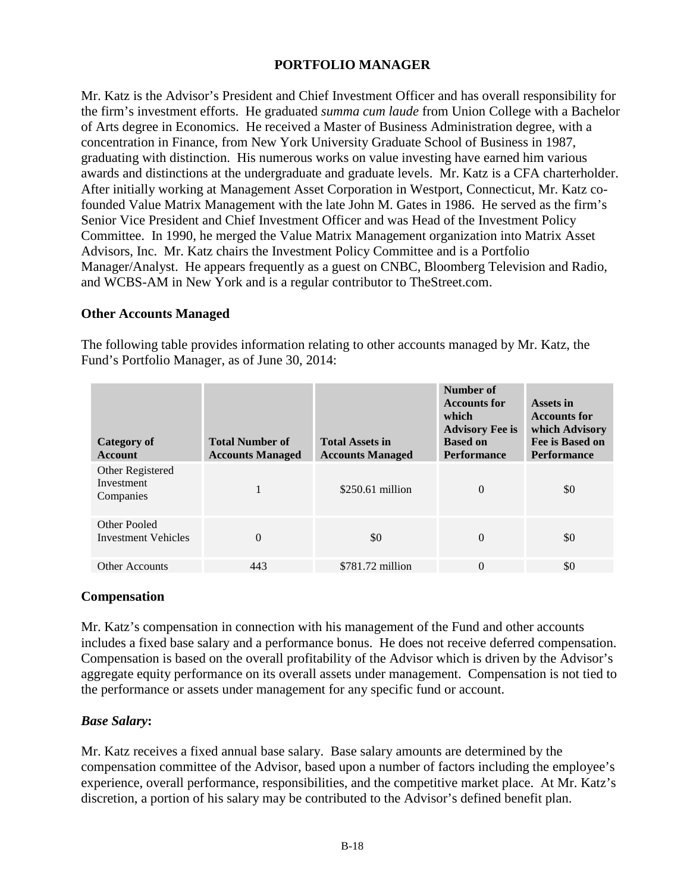## PORTFOLIO MANAGER

Mr. Katz is the Advisor's President and Chief Investment Officer and has overall responsibility for the firm's investment efforts. He graduated *summa cum laude* from Union College with a Bachelor of Arts degree in Economics. He received a Master of Business Administration degree, with a concentration in Finance, from New York University Graduate School of Business in 1987, graduating with distinction. His numerous works on value investing have earned him various awards and distinctions at the undergraduate and graduate levels. Mr. Katz is a CFA charterholder. After initially working at Management Asset Corporation in Westport, Connecticut, Mr. Katz co-founded Value Matrix Management with the late John M. Gates in 1986. He served as the firm's Senior Vice President and Chief Investment Officer and was Head of the Investment Policy Committee. In 1990, he merged the Value Matrix Management organization into Matrix Asset Advisors, Inc. Mr. Katz chairs the Investment Policy Committee and is a Portfolio Manager/Analyst. He appears frequently as a guest on CNBC, Bloomberg Television and Radio, and WCBS-AM in New York and is a regular contributor to TheStreet.com.

### Other Accounts Managed

The following table provides information relating to other accounts managed by Mr. Katz, the Fund's Portfolio Manager, as of June 30, 2014:

| Category of Account | Total Number of Accounts Managed | Total Assets in Accounts Managed | Number of Accounts for which Advisory Fee is Based on Performance | Assets in Accounts for which Advisory Fee is Based on Performance |
|---|---|---|---|---|
| Other Registered Investment Companies | 1 | $250.61 million | 0 | $0 |
| Other Pooled Investment Vehicles | 0 | $0 | 0 | $0 |
| Other Accounts | 443 | $781.72 million | 0 | $0 |

### Compensation

Mr. Katz's compensation in connection with his management of the Fund and other accounts includes a fixed base salary and a performance bonus. He does not receive deferred compensation. Compensation is based on the overall profitability of the Advisor which is driven by the Advisor's aggregate equity performance on its overall assets under management. Compensation is not tied to the performance or assets under management for any specific fund or account.

#### *Base Salary*:

Mr. Katz receives a fixed annual base salary. Base salary amounts are determined by the compensation committee of the Advisor, based upon a number of factors including the employee's experience, overall performance, responsibilities, and the competitive market place. At Mr. Katz's discretion, a portion of his salary may be contributed to the Advisor's defined benefit plan.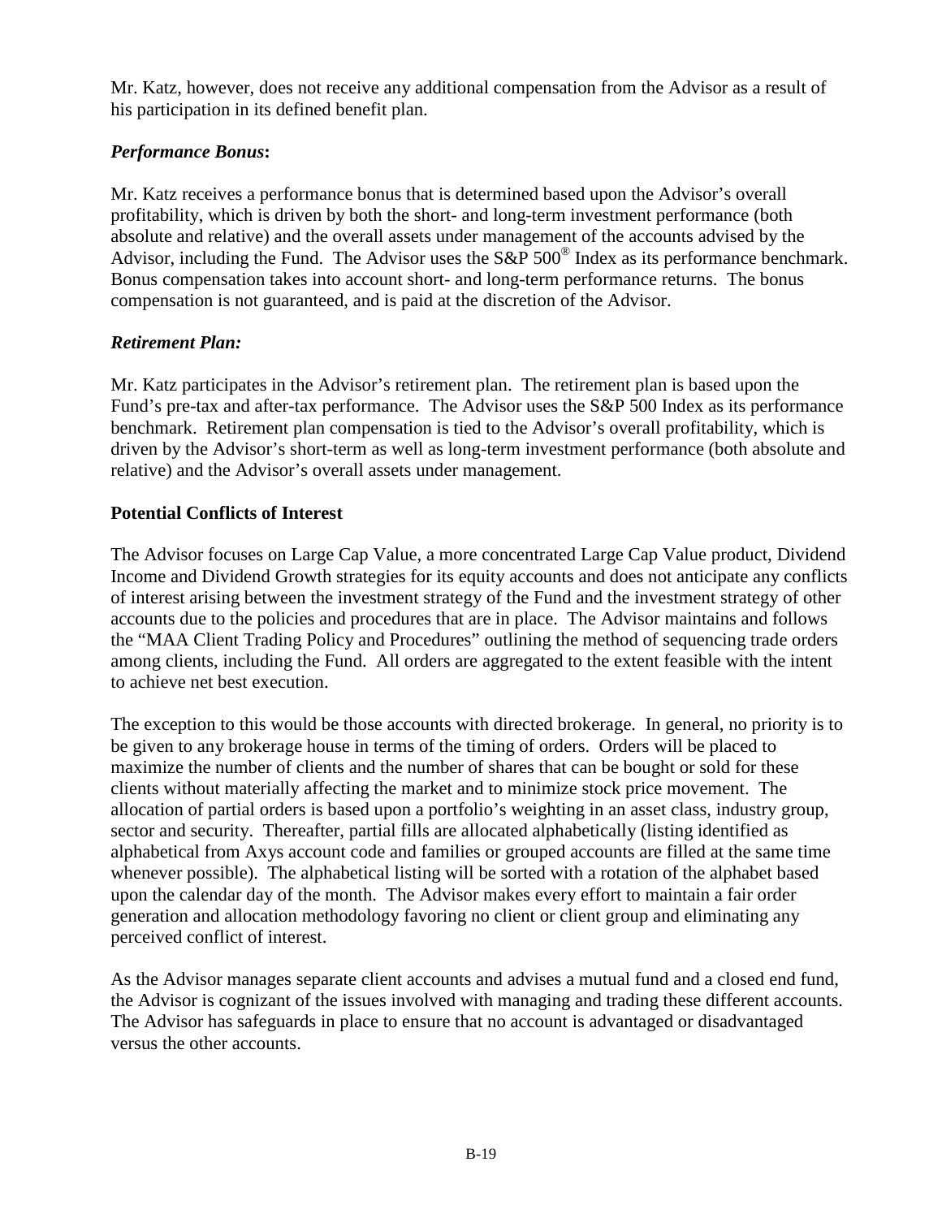Mr. Katz, however, does not receive any additional compensation from the Advisor as a result of his participation in its defined benefit plan.

***Performance Bonus*:**

Mr. Katz receives a performance bonus that is determined based upon the Advisor's overall profitability, which is driven by both the short- and long-term investment performance (both absolute and relative) and the overall assets under management of the accounts advised by the Advisor, including the Fund. The Advisor uses the S&P 500® Index as its performance benchmark. Bonus compensation takes into account short- and long-term performance returns. The bonus compensation is not guaranteed, and is paid at the discretion of the Advisor.

***Retirement Plan:***

Mr. Katz participates in the Advisor's retirement plan. The retirement plan is based upon the Fund's pre-tax and after-tax performance. The Advisor uses the S&P 500 Index as its performance benchmark. Retirement plan compensation is tied to the Advisor's overall profitability, which is driven by the Advisor's short-term as well as long-term investment performance (both absolute and relative) and the Advisor's overall assets under management.

**Potential Conflicts of Interest**

The Advisor focuses on Large Cap Value, a more concentrated Large Cap Value product, Dividend Income and Dividend Growth strategies for its equity accounts and does not anticipate any conflicts of interest arising between the investment strategy of the Fund and the investment strategy of other accounts due to the policies and procedures that are in place. The Advisor maintains and follows the "MAA Client Trading Policy and Procedures" outlining the method of sequencing trade orders among clients, including the Fund. All orders are aggregated to the extent feasible with the intent to achieve net best execution.

The exception to this would be those accounts with directed brokerage. In general, no priority is to be given to any brokerage house in terms of the timing of orders. Orders will be placed to maximize the number of clients and the number of shares that can be bought or sold for these clients without materially affecting the market and to minimize stock price movement. The allocation of partial orders is based upon a portfolio's weighting in an asset class, industry group, sector and security. Thereafter, partial fills are allocated alphabetically (listing identified as alphabetical from Axys account code and families or grouped accounts are filled at the same time whenever possible). The alphabetical listing will be sorted with a rotation of the alphabet based upon the calendar day of the month. The Advisor makes every effort to maintain a fair order generation and allocation methodology favoring no client or client group and eliminating any perceived conflict of interest.

As the Advisor manages separate client accounts and advises a mutual fund and a closed end fund, the Advisor is cognizant of the issues involved with managing and trading these different accounts. The Advisor has safeguards in place to ensure that no account is advantaged or disadvantaged versus the other accounts.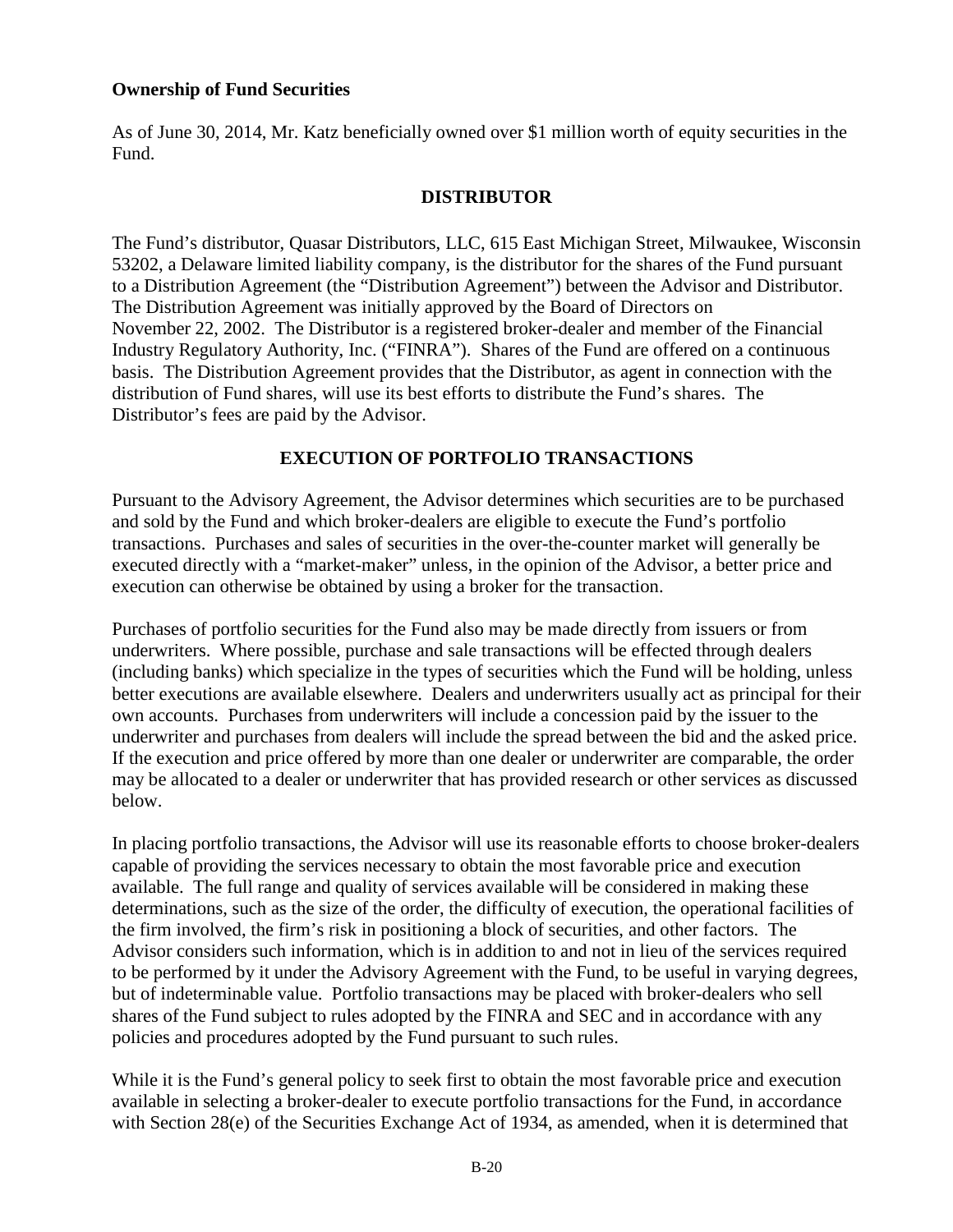**Ownership of Fund Securities**

As of June 30, 2014, Mr. Katz beneficially owned over $1 million worth of equity securities in the Fund.

## DISTRIBUTOR

The Fund's distributor, Quasar Distributors, LLC, 615 East Michigan Street, Milwaukee, Wisconsin 53202, a Delaware limited liability company, is the distributor for the shares of the Fund pursuant to a Distribution Agreement (the "Distribution Agreement") between the Advisor and Distributor. The Distribution Agreement was initially approved by the Board of Directors on November 22, 2002. The Distributor is a registered broker-dealer and member of the Financial Industry Regulatory Authority, Inc. ("FINRA"). Shares of the Fund are offered on a continuous basis. The Distribution Agreement provides that the Distributor, as agent in connection with the distribution of Fund shares, will use its best efforts to distribute the Fund's shares. The Distributor's fees are paid by the Advisor.

## EXECUTION OF PORTFOLIO TRANSACTIONS

Pursuant to the Advisory Agreement, the Advisor determines which securities are to be purchased and sold by the Fund and which broker-dealers are eligible to execute the Fund's portfolio transactions. Purchases and sales of securities in the over-the-counter market will generally be executed directly with a "market-maker" unless, in the opinion of the Advisor, a better price and execution can otherwise be obtained by using a broker for the transaction.

Purchases of portfolio securities for the Fund also may be made directly from issuers or from underwriters. Where possible, purchase and sale transactions will be effected through dealers (including banks) which specialize in the types of securities which the Fund will be holding, unless better executions are available elsewhere. Dealers and underwriters usually act as principal for their own accounts. Purchases from underwriters will include a concession paid by the issuer to the underwriter and purchases from dealers will include the spread between the bid and the asked price. If the execution and price offered by more than one dealer or underwriter are comparable, the order may be allocated to a dealer or underwriter that has provided research or other services as discussed below.

In placing portfolio transactions, the Advisor will use its reasonable efforts to choose broker-dealers capable of providing the services necessary to obtain the most favorable price and execution available. The full range and quality of services available will be considered in making these determinations, such as the size of the order, the difficulty of execution, the operational facilities of the firm involved, the firm's risk in positioning a block of securities, and other factors. The Advisor considers such information, which is in addition to and not in lieu of the services required to be performed by it under the Advisory Agreement with the Fund, to be useful in varying degrees, but of indeterminable value. Portfolio transactions may be placed with broker-dealers who sell shares of the Fund subject to rules adopted by the FINRA and SEC and in accordance with any policies and procedures adopted by the Fund pursuant to such rules.

While it is the Fund's general policy to seek first to obtain the most favorable price and execution available in selecting a broker-dealer to execute portfolio transactions for the Fund, in accordance with Section 28(e) of the Securities Exchange Act of 1934, as amended, when it is determined that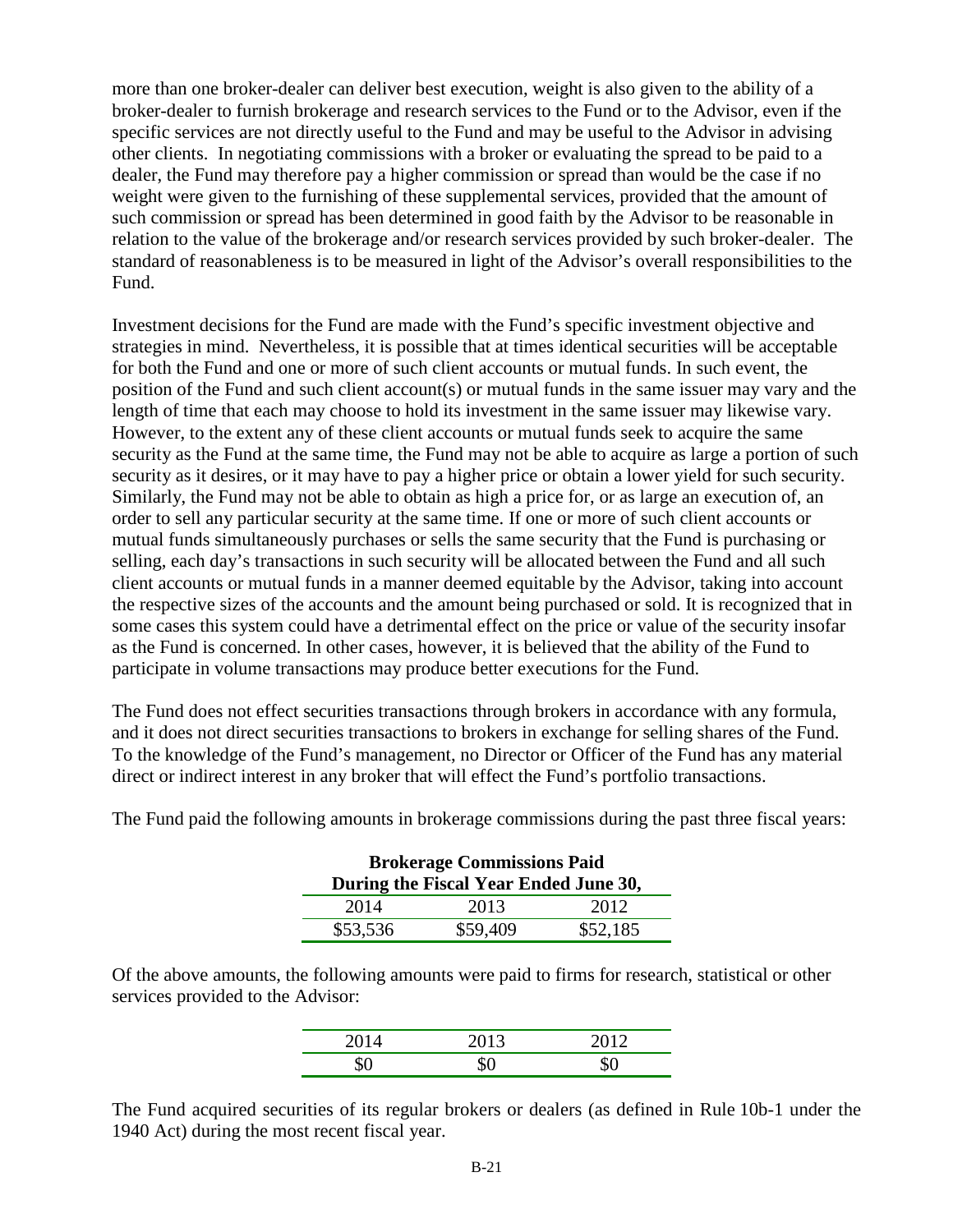more than one broker-dealer can deliver best execution, weight is also given to the ability of a broker-dealer to furnish brokerage and research services to the Fund or to the Advisor, even if the specific services are not directly useful to the Fund and may be useful to the Advisor in advising other clients. In negotiating commissions with a broker or evaluating the spread to be paid to a dealer, the Fund may therefore pay a higher commission or spread than would be the case if no weight were given to the furnishing of these supplemental services, provided that the amount of such commission or spread has been determined in good faith by the Advisor to be reasonable in relation to the value of the brokerage and/or research services provided by such broker-dealer. The standard of reasonableness is to be measured in light of the Advisor's overall responsibilities to the Fund.

Investment decisions for the Fund are made with the Fund's specific investment objective and strategies in mind. Nevertheless, it is possible that at times identical securities will be acceptable for both the Fund and one or more of such client accounts or mutual funds. In such event, the position of the Fund and such client account(s) or mutual funds in the same issuer may vary and the length of time that each may choose to hold its investment in the same issuer may likewise vary. However, to the extent any of these client accounts or mutual funds seek to acquire the same security as the Fund at the same time, the Fund may not be able to acquire as large a portion of such security as it desires, or it may have to pay a higher price or obtain a lower yield for such security. Similarly, the Fund may not be able to obtain as high a price for, or as large an execution of, an order to sell any particular security at the same time. If one or more of such client accounts or mutual funds simultaneously purchases or sells the same security that the Fund is purchasing or selling, each day's transactions in such security will be allocated between the Fund and all such client accounts or mutual funds in a manner deemed equitable by the Advisor, taking into account the respective sizes of the accounts and the amount being purchased or sold. It is recognized that in some cases this system could have a detrimental effect on the price or value of the security insofar as the Fund is concerned. In other cases, however, it is believed that the ability of the Fund to participate in volume transactions may produce better executions for the Fund.

The Fund does not effect securities transactions through brokers in accordance with any formula, and it does not direct securities transactions to brokers in exchange for selling shares of the Fund. To the knowledge of the Fund's management, no Director or Officer of the Fund has any material direct or indirect interest in any broker that will effect the Fund's portfolio transactions.

The Fund paid the following amounts in brokerage commissions during the past three fiscal years:

| **Brokerage Commissions Paid During the Fiscal Year Ended June 30,** | | |
|---|---|---|
| 2014 | 2013 | 2012 |
| $53,536 | $59,409 | $52,185 |

Of the above amounts, the following amounts were paid to firms for research, statistical or other services provided to the Advisor:

| 2014 | 2013 | 2012 |
|---|---|---|
| $0 | $0 | $0 |

The Fund acquired securities of its regular brokers or dealers (as defined in Rule 10b-1 under the 1940 Act) during the most recent fiscal year.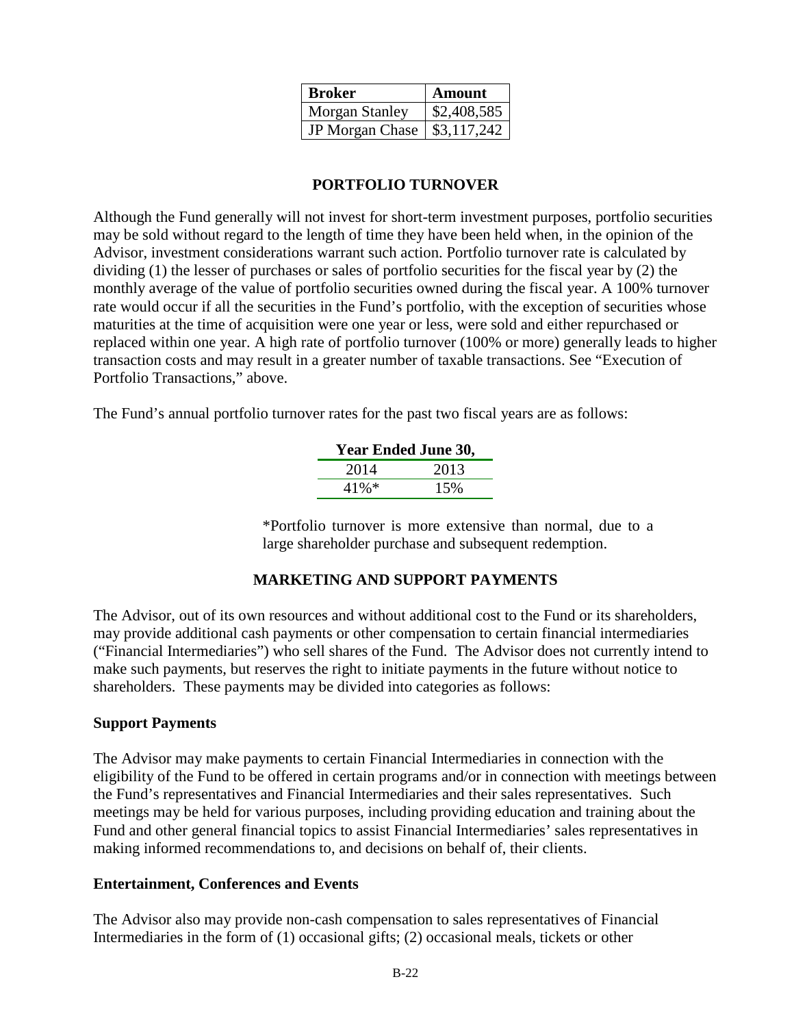| Broker | Amount |
| --- | --- |
| Morgan Stanley | $2,408,585 |
| JP Morgan Chase | $3,117,242 |

## PORTFOLIO TURNOVER

Although the Fund generally will not invest for short-term investment purposes, portfolio securities may be sold without regard to the length of time they have been held when, in the opinion of the Advisor, investment considerations warrant such action. Portfolio turnover rate is calculated by dividing (1) the lesser of purchases or sales of portfolio securities for the fiscal year by (2) the monthly average of the value of portfolio securities owned during the fiscal year. A 100% turnover rate would occur if all the securities in the Fund's portfolio, with the exception of securities whose maturities at the time of acquisition were one year or less, were sold and either repurchased or replaced within one year. A high rate of portfolio turnover (100% or more) generally leads to higher transaction costs and may result in a greater number of taxable transactions. See "Execution of Portfolio Transactions," above.

The Fund's annual portfolio turnover rates for the past two fiscal years are as follows:

| Year Ended June 30, | |
| --- | --- |
| 2014 | 2013 |
| 41%* | 15% |

*Portfolio turnover is more extensive than normal, due to a large shareholder purchase and subsequent redemption.

## MARKETING AND SUPPORT PAYMENTS

The Advisor, out of its own resources and without additional cost to the Fund or its shareholders, may provide additional cash payments or other compensation to certain financial intermediaries ("Financial Intermediaries") who sell shares of the Fund. The Advisor does not currently intend to make such payments, but reserves the right to initiate payments in the future without notice to shareholders. These payments may be divided into categories as follows:

**Support Payments**

The Advisor may make payments to certain Financial Intermediaries in connection with the eligibility of the Fund to be offered in certain programs and/or in connection with meetings between the Fund's representatives and Financial Intermediaries and their sales representatives. Such meetings may be held for various purposes, including providing education and training about the Fund and other general financial topics to assist Financial Intermediaries' sales representatives in making informed recommendations to, and decisions on behalf of, their clients.

**Entertainment, Conferences and Events**

The Advisor also may provide non-cash compensation to sales representatives of Financial Intermediaries in the form of (1) occasional gifts; (2) occasional meals, tickets or other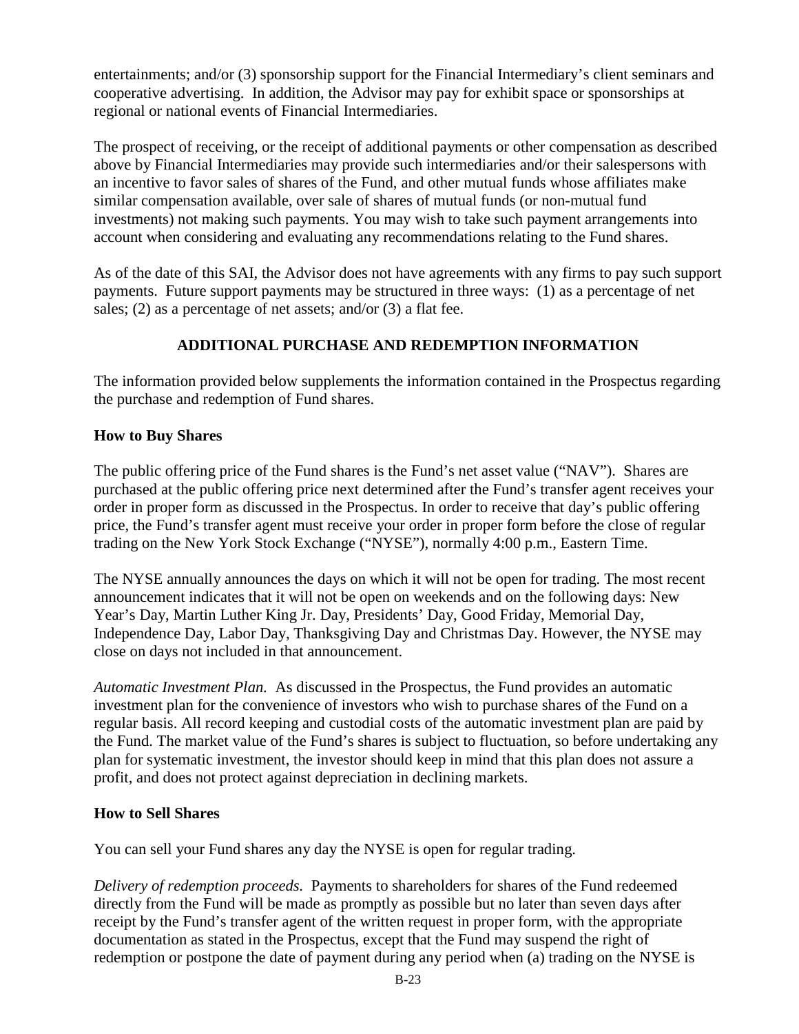entertainments; and/or (3) sponsorship support for the Financial Intermediary's client seminars and cooperative advertising. In addition, the Advisor may pay for exhibit space or sponsorships at regional or national events of Financial Intermediaries.

The prospect of receiving, or the receipt of additional payments or other compensation as described above by Financial Intermediaries may provide such intermediaries and/or their salespersons with an incentive to favor sales of shares of the Fund, and other mutual funds whose affiliates make similar compensation available, over sale of shares of mutual funds (or non-mutual fund investments) not making such payments. You may wish to take such payment arrangements into account when considering and evaluating any recommendations relating to the Fund shares.

As of the date of this SAI, the Advisor does not have agreements with any firms to pay such support payments. Future support payments may be structured in three ways: (1) as a percentage of net sales; (2) as a percentage of net assets; and/or (3) a flat fee.

## ADDITIONAL PURCHASE AND REDEMPTION INFORMATION

The information provided below supplements the information contained in the Prospectus regarding the purchase and redemption of Fund shares.

### How to Buy Shares

The public offering price of the Fund shares is the Fund's net asset value ("NAV"). Shares are purchased at the public offering price next determined after the Fund's transfer agent receives your order in proper form as discussed in the Prospectus. In order to receive that day's public offering price, the Fund's transfer agent must receive your order in proper form before the close of regular trading on the New York Stock Exchange ("NYSE"), normally 4:00 p.m., Eastern Time.

The NYSE annually announces the days on which it will not be open for trading. The most recent announcement indicates that it will not be open on weekends and on the following days: New Year's Day, Martin Luther King Jr. Day, Presidents' Day, Good Friday, Memorial Day, Independence Day, Labor Day, Thanksgiving Day and Christmas Day. However, the NYSE may close on days not included in that announcement.

*Automatic Investment Plan.* As discussed in the Prospectus, the Fund provides an automatic investment plan for the convenience of investors who wish to purchase shares of the Fund on a regular basis. All record keeping and custodial costs of the automatic investment plan are paid by the Fund. The market value of the Fund's shares is subject to fluctuation, so before undertaking any plan for systematic investment, the investor should keep in mind that this plan does not assure a profit, and does not protect against depreciation in declining markets.

### How to Sell Shares

You can sell your Fund shares any day the NYSE is open for regular trading.

*Delivery of redemption proceeds.* Payments to shareholders for shares of the Fund redeemed directly from the Fund will be made as promptly as possible but no later than seven days after receipt by the Fund's transfer agent of the written request in proper form, with the appropriate documentation as stated in the Prospectus, except that the Fund may suspend the right of redemption or postpone the date of payment during any period when (a) trading on the NYSE is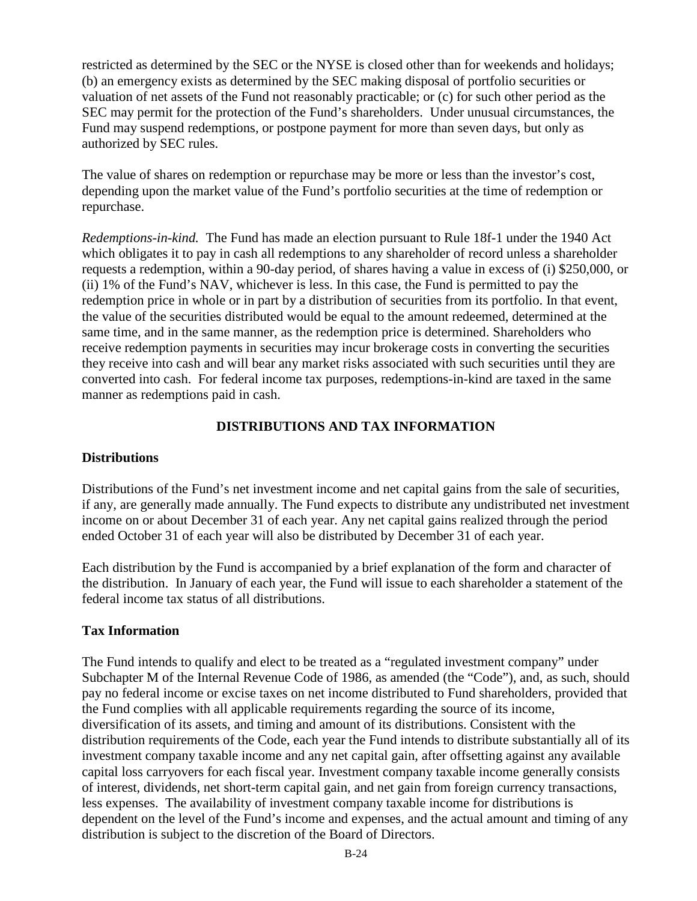restricted as determined by the SEC or the NYSE is closed other than for weekends and holidays; (b) an emergency exists as determined by the SEC making disposal of portfolio securities or valuation of net assets of the Fund not reasonably practicable; or (c) for such other period as the SEC may permit for the protection of the Fund's shareholders. Under unusual circumstances, the Fund may suspend redemptions, or postpone payment for more than seven days, but only as authorized by SEC rules.

The value of shares on redemption or repurchase may be more or less than the investor's cost, depending upon the market value of the Fund's portfolio securities at the time of redemption or repurchase.

*Redemptions-in-kind.* The Fund has made an election pursuant to Rule 18f-1 under the 1940 Act which obligates it to pay in cash all redemptions to any shareholder of record unless a shareholder requests a redemption, within a 90-day period, of shares having a value in excess of (i) $250,000, or (ii) 1% of the Fund's NAV, whichever is less. In this case, the Fund is permitted to pay the redemption price in whole or in part by a distribution of securities from its portfolio. In that event, the value of the securities distributed would be equal to the amount redeemed, determined at the same time, and in the same manner, as the redemption price is determined. Shareholders who receive redemption payments in securities may incur brokerage costs in converting the securities they receive into cash and will bear any market risks associated with such securities until they are converted into cash. For federal income tax purposes, redemptions-in-kind are taxed in the same manner as redemptions paid in cash.

## DISTRIBUTIONS AND TAX INFORMATION

### Distributions

Distributions of the Fund's net investment income and net capital gains from the sale of securities, if any, are generally made annually. The Fund expects to distribute any undistributed net investment income on or about December 31 of each year. Any net capital gains realized through the period ended October 31 of each year will also be distributed by December 31 of each year.

Each distribution by the Fund is accompanied by a brief explanation of the form and character of the distribution. In January of each year, the Fund will issue to each shareholder a statement of the federal income tax status of all distributions.

### Tax Information

The Fund intends to qualify and elect to be treated as a "regulated investment company" under Subchapter M of the Internal Revenue Code of 1986, as amended (the "Code"), and, as such, should pay no federal income or excise taxes on net income distributed to Fund shareholders, provided that the Fund complies with all applicable requirements regarding the source of its income, diversification of its assets, and timing and amount of its distributions. Consistent with the distribution requirements of the Code, each year the Fund intends to distribute substantially all of its investment company taxable income and any net capital gain, after offsetting against any available capital loss carryovers for each fiscal year. Investment company taxable income generally consists of interest, dividends, net short-term capital gain, and net gain from foreign currency transactions, less expenses. The availability of investment company taxable income for distributions is dependent on the level of the Fund's income and expenses, and the actual amount and timing of any distribution is subject to the discretion of the Board of Directors.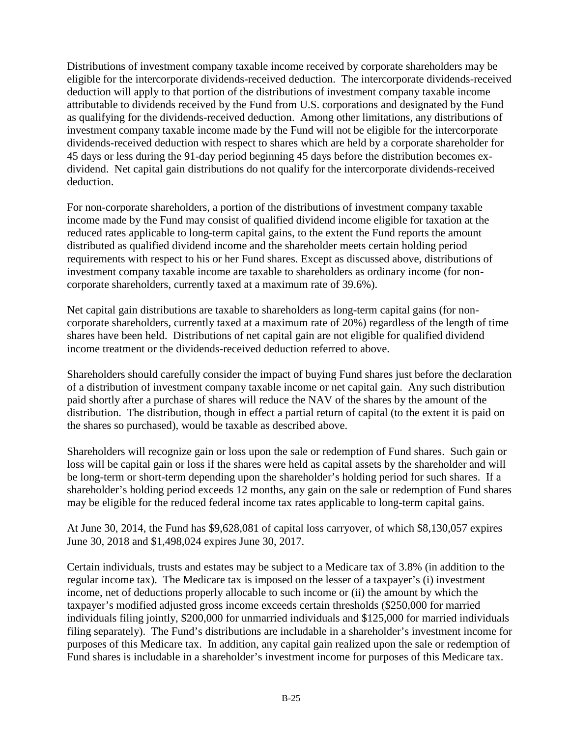Distributions of investment company taxable income received by corporate shareholders may be eligible for the intercorporate dividends-received deduction. The intercorporate dividends-received deduction will apply to that portion of the distributions of investment company taxable income attributable to dividends received by the Fund from U.S. corporations and designated by the Fund as qualifying for the dividends-received deduction. Among other limitations, any distributions of investment company taxable income made by the Fund will not be eligible for the intercorporate dividends-received deduction with respect to shares which are held by a corporate shareholder for 45 days or less during the 91-day period beginning 45 days before the distribution becomes ex-dividend. Net capital gain distributions do not qualify for the intercorporate dividends-received deduction.

For non-corporate shareholders, a portion of the distributions of investment company taxable income made by the Fund may consist of qualified dividend income eligible for taxation at the reduced rates applicable to long-term capital gains, to the extent the Fund reports the amount distributed as qualified dividend income and the shareholder meets certain holding period requirements with respect to his or her Fund shares. Except as discussed above, distributions of investment company taxable income are taxable to shareholders as ordinary income (for non-corporate shareholders, currently taxed at a maximum rate of 39.6%).

Net capital gain distributions are taxable to shareholders as long-term capital gains (for non-corporate shareholders, currently taxed at a maximum rate of 20%) regardless of the length of time shares have been held. Distributions of net capital gain are not eligible for qualified dividend income treatment or the dividends-received deduction referred to above.

Shareholders should carefully consider the impact of buying Fund shares just before the declaration of a distribution of investment company taxable income or net capital gain. Any such distribution paid shortly after a purchase of shares will reduce the NAV of the shares by the amount of the distribution. The distribution, though in effect a partial return of capital (to the extent it is paid on the shares so purchased), would be taxable as described above.

Shareholders will recognize gain or loss upon the sale or redemption of Fund shares. Such gain or loss will be capital gain or loss if the shares were held as capital assets by the shareholder and will be long-term or short-term depending upon the shareholder's holding period for such shares. If a shareholder's holding period exceeds 12 months, any gain on the sale or redemption of Fund shares may be eligible for the reduced federal income tax rates applicable to long-term capital gains.

At June 30, 2014, the Fund has $9,628,081 of capital loss carryover, of which $8,130,057 expires June 30, 2018 and $1,498,024 expires June 30, 2017.

Certain individuals, trusts and estates may be subject to a Medicare tax of 3.8% (in addition to the regular income tax). The Medicare tax is imposed on the lesser of a taxpayer's (i) investment income, net of deductions properly allocable to such income or (ii) the amount by which the taxpayer's modified adjusted gross income exceeds certain thresholds ($250,000 for married individuals filing jointly, $200,000 for unmarried individuals and $125,000 for married individuals filing separately). The Fund's distributions are includable in a shareholder's investment income for purposes of this Medicare tax. In addition, any capital gain realized upon the sale or redemption of Fund shares is includable in a shareholder's investment income for purposes of this Medicare tax.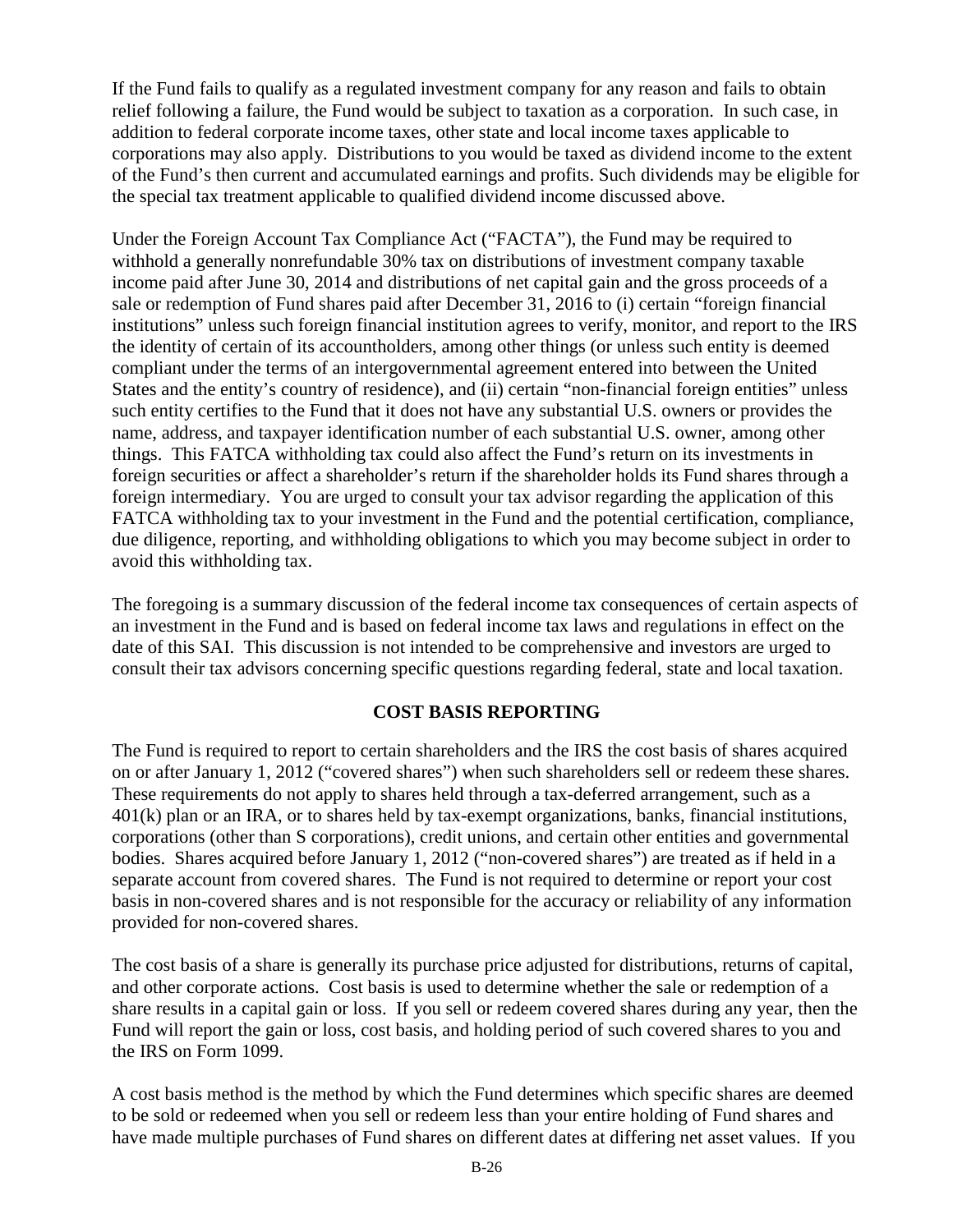If the Fund fails to qualify as a regulated investment company for any reason and fails to obtain relief following a failure, the Fund would be subject to taxation as a corporation. In such case, in addition to federal corporate income taxes, other state and local income taxes applicable to corporations may also apply. Distributions to you would be taxed as dividend income to the extent of the Fund's then current and accumulated earnings and profits. Such dividends may be eligible for the special tax treatment applicable to qualified dividend income discussed above.

Under the Foreign Account Tax Compliance Act ("FACTA"), the Fund may be required to withhold a generally nonrefundable 30% tax on distributions of investment company taxable income paid after June 30, 2014 and distributions of net capital gain and the gross proceeds of a sale or redemption of Fund shares paid after December 31, 2016 to (i) certain "foreign financial institutions" unless such foreign financial institution agrees to verify, monitor, and report to the IRS the identity of certain of its accountholders, among other things (or unless such entity is deemed compliant under the terms of an intergovernmental agreement entered into between the United States and the entity's country of residence), and (ii) certain "non-financial foreign entities" unless such entity certifies to the Fund that it does not have any substantial U.S. owners or provides the name, address, and taxpayer identification number of each substantial U.S. owner, among other things. This FATCA withholding tax could also affect the Fund's return on its investments in foreign securities or affect a shareholder's return if the shareholder holds its Fund shares through a foreign intermediary. You are urged to consult your tax advisor regarding the application of this FATCA withholding tax to your investment in the Fund and the potential certification, compliance, due diligence, reporting, and withholding obligations to which you may become subject in order to avoid this withholding tax.

The foregoing is a summary discussion of the federal income tax consequences of certain aspects of an investment in the Fund and is based on federal income tax laws and regulations in effect on the date of this SAI. This discussion is not intended to be comprehensive and investors are urged to consult their tax advisors concerning specific questions regarding federal, state and local taxation.

## COST BASIS REPORTING

The Fund is required to report to certain shareholders and the IRS the cost basis of shares acquired on or after January 1, 2012 ("covered shares") when such shareholders sell or redeem these shares. These requirements do not apply to shares held through a tax-deferred arrangement, such as a 401(k) plan or an IRA, or to shares held by tax-exempt organizations, banks, financial institutions, corporations (other than S corporations), credit unions, and certain other entities and governmental bodies. Shares acquired before January 1, 2012 ("non-covered shares") are treated as if held in a separate account from covered shares. The Fund is not required to determine or report your cost basis in non-covered shares and is not responsible for the accuracy or reliability of any information provided for non-covered shares.

The cost basis of a share is generally its purchase price adjusted for distributions, returns of capital, and other corporate actions. Cost basis is used to determine whether the sale or redemption of a share results in a capital gain or loss. If you sell or redeem covered shares during any year, then the Fund will report the gain or loss, cost basis, and holding period of such covered shares to you and the IRS on Form 1099.

A cost basis method is the method by which the Fund determines which specific shares are deemed to be sold or redeemed when you sell or redeem less than your entire holding of Fund shares and have made multiple purchases of Fund shares on different dates at differing net asset values. If you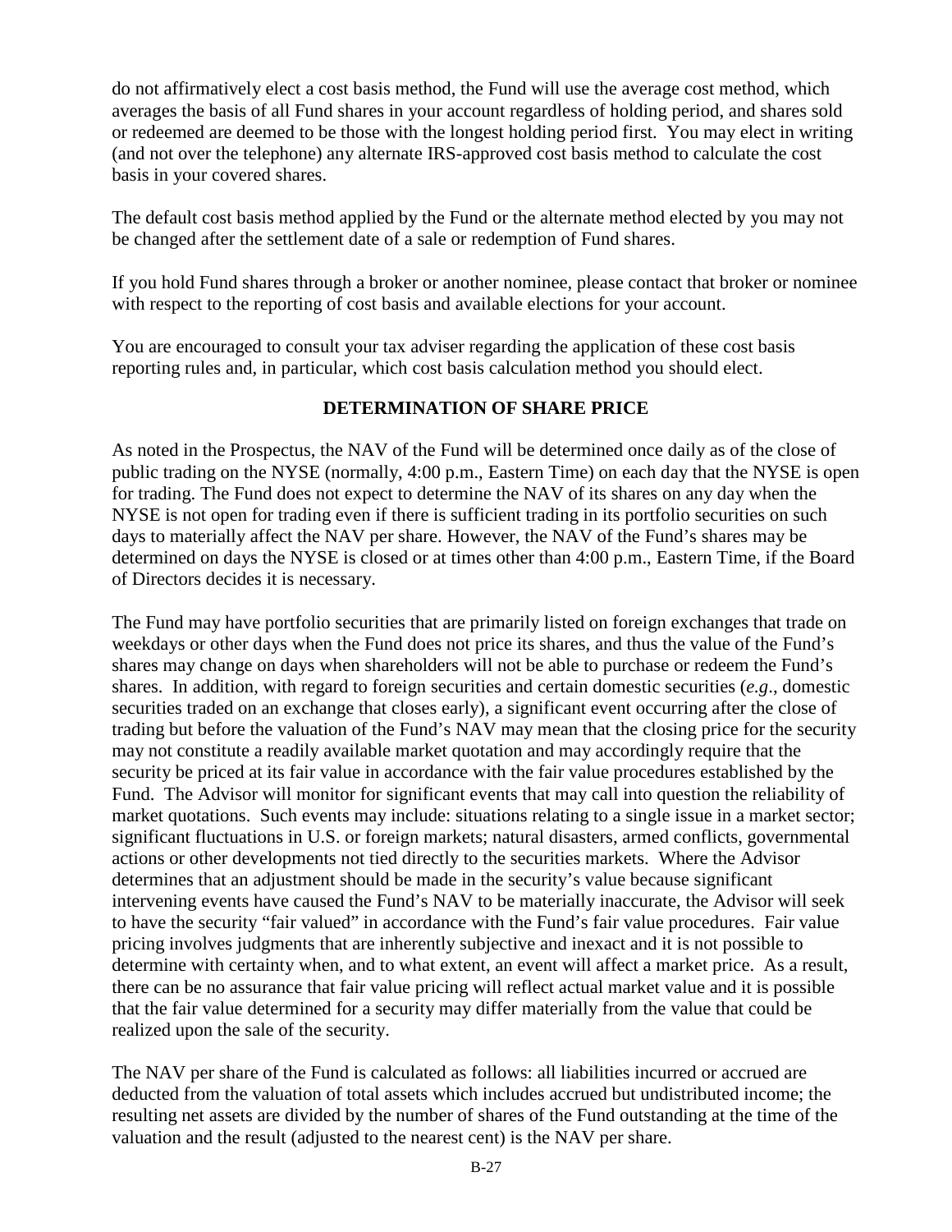do not affirmatively elect a cost basis method, the Fund will use the average cost method, which averages the basis of all Fund shares in your account regardless of holding period, and shares sold or redeemed are deemed to be those with the longest holding period first. You may elect in writing (and not over the telephone) any alternate IRS-approved cost basis method to calculate the cost basis in your covered shares.

The default cost basis method applied by the Fund or the alternate method elected by you may not be changed after the settlement date of a sale or redemption of Fund shares.

If you hold Fund shares through a broker or another nominee, please contact that broker or nominee with respect to the reporting of cost basis and available elections for your account.

You are encouraged to consult your tax adviser regarding the application of these cost basis reporting rules and, in particular, which cost basis calculation method you should elect.

## DETERMINATION OF SHARE PRICE

As noted in the Prospectus, the NAV of the Fund will be determined once daily as of the close of public trading on the NYSE (normally, 4:00 p.m., Eastern Time) on each day that the NYSE is open for trading. The Fund does not expect to determine the NAV of its shares on any day when the NYSE is not open for trading even if there is sufficient trading in its portfolio securities on such days to materially affect the NAV per share. However, the NAV of the Fund's shares may be determined on days the NYSE is closed or at times other than 4:00 p.m., Eastern Time, if the Board of Directors decides it is necessary.

The Fund may have portfolio securities that are primarily listed on foreign exchanges that trade on weekdays or other days when the Fund does not price its shares, and thus the value of the Fund's shares may change on days when shareholders will not be able to purchase or redeem the Fund's shares. In addition, with regard to foreign securities and certain domestic securities (*e.g*., domestic securities traded on an exchange that closes early), a significant event occurring after the close of trading but before the valuation of the Fund's NAV may mean that the closing price for the security may not constitute a readily available market quotation and may accordingly require that the security be priced at its fair value in accordance with the fair value procedures established by the Fund. The Advisor will monitor for significant events that may call into question the reliability of market quotations. Such events may include: situations relating to a single issue in a market sector; significant fluctuations in U.S. or foreign markets; natural disasters, armed conflicts, governmental actions or other developments not tied directly to the securities markets. Where the Advisor determines that an adjustment should be made in the security's value because significant intervening events have caused the Fund's NAV to be materially inaccurate, the Advisor will seek to have the security "fair valued" in accordance with the Fund's fair value procedures. Fair value pricing involves judgments that are inherently subjective and inexact and it is not possible to determine with certainty when, and to what extent, an event will affect a market price. As a result, there can be no assurance that fair value pricing will reflect actual market value and it is possible that the fair value determined for a security may differ materially from the value that could be realized upon the sale of the security.

The NAV per share of the Fund is calculated as follows: all liabilities incurred or accrued are deducted from the valuation of total assets which includes accrued but undistributed income; the resulting net assets are divided by the number of shares of the Fund outstanding at the time of the valuation and the result (adjusted to the nearest cent) is the NAV per share.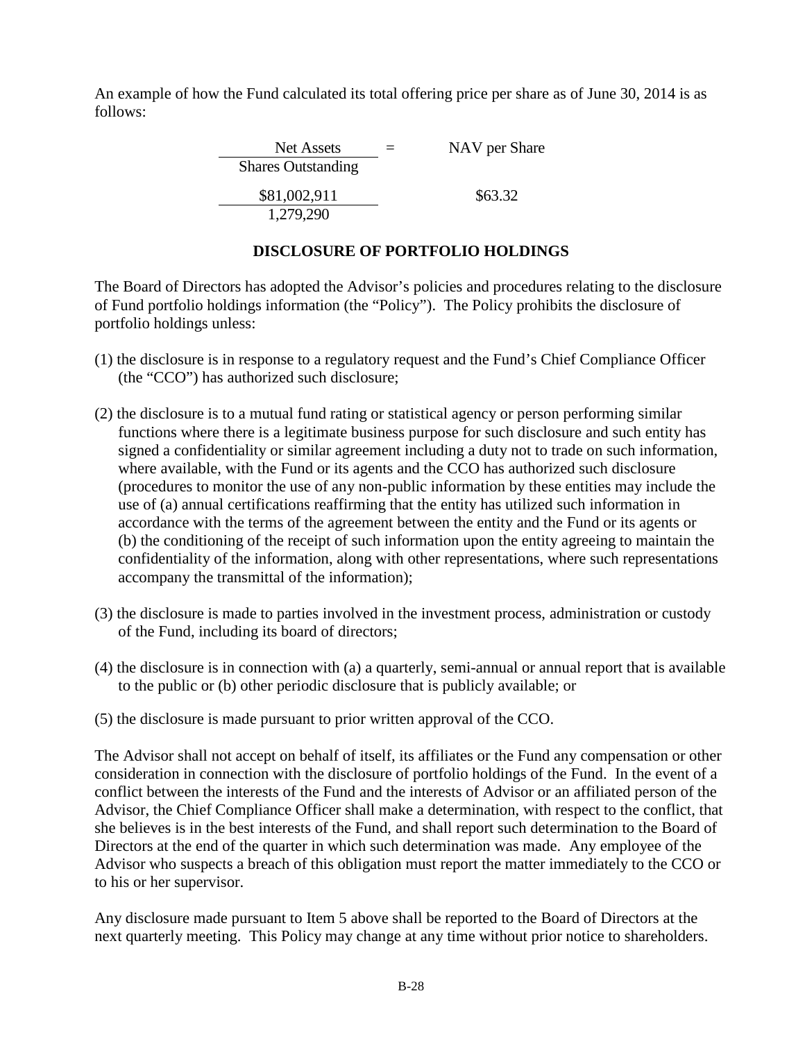An example of how the Fund calculated its total offering price per share as of June 30, 2014 is as follows:

$$\frac{\text{Net Assets}}{\text{Shares Outstanding}} = \text{NAV per Share}$$

$$\frac{\$81,002,911}{1,279,290} \qquad \$63.32$$

## DISCLOSURE OF PORTFOLIO HOLDINGS

The Board of Directors has adopted the Advisor's policies and procedures relating to the disclosure of Fund portfolio holdings information (the "Policy"). The Policy prohibits the disclosure of portfolio holdings unless:

(1) the disclosure is in response to a regulatory request and the Fund's Chief Compliance Officer (the "CCO") has authorized such disclosure;

(2) the disclosure is to a mutual fund rating or statistical agency or person performing similar functions where there is a legitimate business purpose for such disclosure and such entity has signed a confidentiality or similar agreement including a duty not to trade on such information, where available, with the Fund or its agents and the CCO has authorized such disclosure (procedures to monitor the use of any non-public information by these entities may include the use of (a) annual certifications reaffirming that the entity has utilized such information in accordance with the terms of the agreement between the entity and the Fund or its agents or (b) the conditioning of the receipt of such information upon the entity agreeing to maintain the confidentiality of the information, along with other representations, where such representations accompany the transmittal of the information);

(3) the disclosure is made to parties involved in the investment process, administration or custody of the Fund, including its board of directors;

(4) the disclosure is in connection with (a) a quarterly, semi-annual or annual report that is available to the public or (b) other periodic disclosure that is publicly available; or

(5) the disclosure is made pursuant to prior written approval of the CCO.

The Advisor shall not accept on behalf of itself, its affiliates or the Fund any compensation or other consideration in connection with the disclosure of portfolio holdings of the Fund. In the event of a conflict between the interests of the Fund and the interests of Advisor or an affiliated person of the Advisor, the Chief Compliance Officer shall make a determination, with respect to the conflict, that she believes is in the best interests of the Fund, and shall report such determination to the Board of Directors at the end of the quarter in which such determination was made. Any employee of the Advisor who suspects a breach of this obligation must report the matter immediately to the CCO or to his or her supervisor.

Any disclosure made pursuant to Item 5 above shall be reported to the Board of Directors at the next quarterly meeting. This Policy may change at any time without prior notice to shareholders.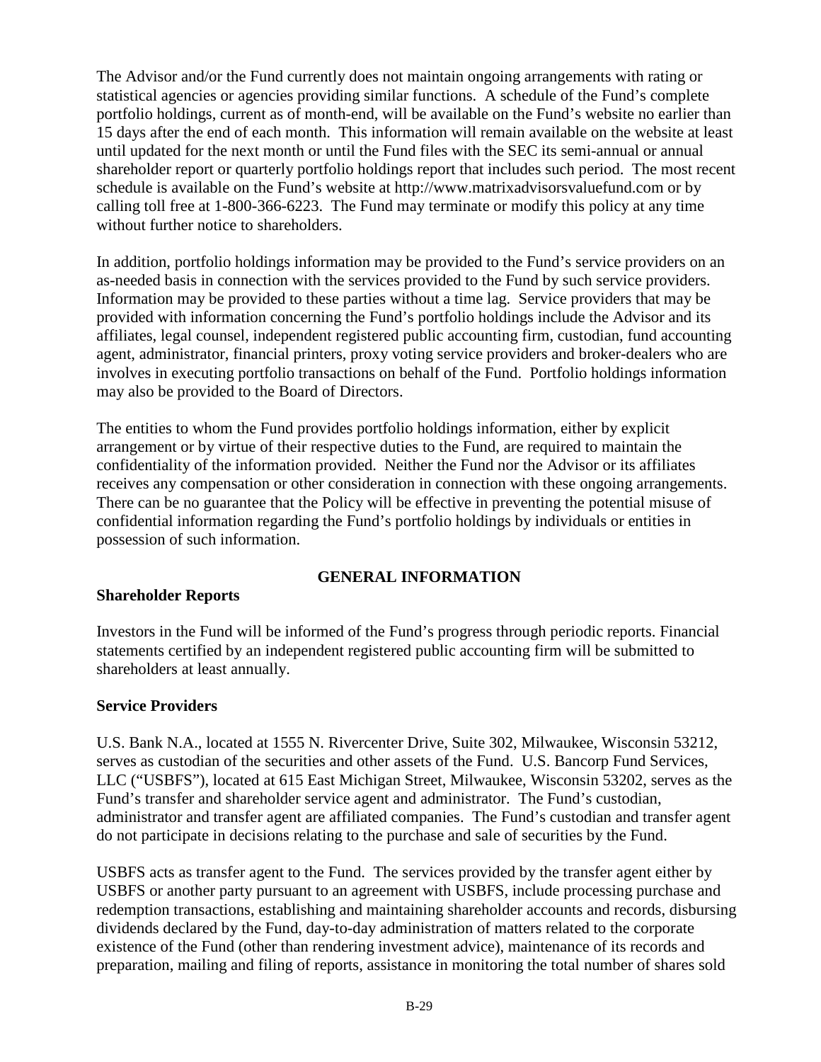The Advisor and/or the Fund currently does not maintain ongoing arrangements with rating or statistical agencies or agencies providing similar functions. A schedule of the Fund's complete portfolio holdings, current as of month-end, will be available on the Fund's website no earlier than 15 days after the end of each month. This information will remain available on the website at least until updated for the next month or until the Fund files with the SEC its semi-annual or annual shareholder report or quarterly portfolio holdings report that includes such period. The most recent schedule is available on the Fund's website at http://www.matrixadvisorsvaluefund.com or by calling toll free at 1-800-366-6223. The Fund may terminate or modify this policy at any time without further notice to shareholders.

In addition, portfolio holdings information may be provided to the Fund's service providers on an as-needed basis in connection with the services provided to the Fund by such service providers. Information may be provided to these parties without a time lag. Service providers that may be provided with information concerning the Fund's portfolio holdings include the Advisor and its affiliates, legal counsel, independent registered public accounting firm, custodian, fund accounting agent, administrator, financial printers, proxy voting service providers and broker-dealers who are involves in executing portfolio transactions on behalf of the Fund. Portfolio holdings information may also be provided to the Board of Directors.

The entities to whom the Fund provides portfolio holdings information, either by explicit arrangement or by virtue of their respective duties to the Fund, are required to maintain the confidentiality of the information provided. Neither the Fund nor the Advisor or its affiliates receives any compensation or other consideration in connection with these ongoing arrangements. There can be no guarantee that the Policy will be effective in preventing the potential misuse of confidential information regarding the Fund's portfolio holdings by individuals or entities in possession of such information.

## GENERAL INFORMATION

### Shareholder Reports

Investors in the Fund will be informed of the Fund's progress through periodic reports. Financial statements certified by an independent registered public accounting firm will be submitted to shareholders at least annually.

### Service Providers

U.S. Bank N.A., located at 1555 N. Rivercenter Drive, Suite 302, Milwaukee, Wisconsin 53212, serves as custodian of the securities and other assets of the Fund. U.S. Bancorp Fund Services, LLC ("USBFS"), located at 615 East Michigan Street, Milwaukee, Wisconsin 53202, serves as the Fund's transfer and shareholder service agent and administrator. The Fund's custodian, administrator and transfer agent are affiliated companies. The Fund's custodian and transfer agent do not participate in decisions relating to the purchase and sale of securities by the Fund.

USBFS acts as transfer agent to the Fund. The services provided by the transfer agent either by USBFS or another party pursuant to an agreement with USBFS, include processing purchase and redemption transactions, establishing and maintaining shareholder accounts and records, disbursing dividends declared by the Fund, day-to-day administration of matters related to the corporate existence of the Fund (other than rendering investment advice), maintenance of its records and preparation, mailing and filing of reports, assistance in monitoring the total number of shares sold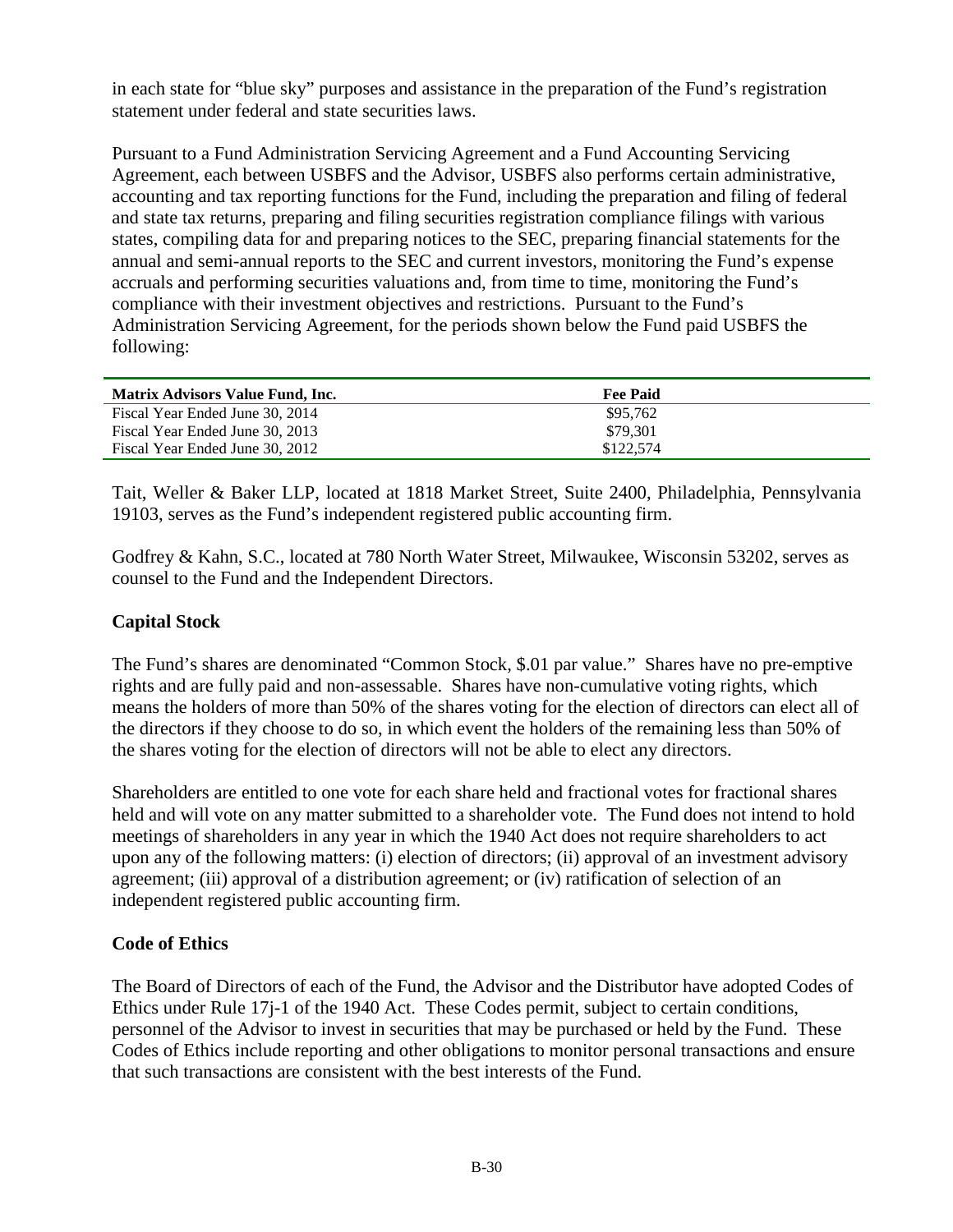in each state for "blue sky" purposes and assistance in the preparation of the Fund's registration statement under federal and state securities laws.

Pursuant to a Fund Administration Servicing Agreement and a Fund Accounting Servicing Agreement, each between USBFS and the Advisor, USBFS also performs certain administrative, accounting and tax reporting functions for the Fund, including the preparation and filing of federal and state tax returns, preparing and filing securities registration compliance filings with various states, compiling data for and preparing notices to the SEC, preparing financial statements for the annual and semi-annual reports to the SEC and current investors, monitoring the Fund's expense accruals and performing securities valuations and, from time to time, monitoring the Fund's compliance with their investment objectives and restrictions. Pursuant to the Fund's Administration Servicing Agreement, for the periods shown below the Fund paid USBFS the following:

| Matrix Advisors Value Fund, Inc. | Fee Paid |
|---|---|
| Fiscal Year Ended June 30, 2014 | $95,762 |
| Fiscal Year Ended June 30, 2013 | $79,301 |
| Fiscal Year Ended June 30, 2012 | $122,574 |

Tait, Weller & Baker LLP, located at 1818 Market Street, Suite 2400, Philadelphia, Pennsylvania 19103, serves as the Fund's independent registered public accounting firm.

Godfrey & Kahn, S.C., located at 780 North Water Street, Milwaukee, Wisconsin 53202, serves as counsel to the Fund and the Independent Directors.

## Capital Stock

The Fund's shares are denominated "Common Stock, $.01 par value." Shares have no pre-emptive rights and are fully paid and non-assessable. Shares have non-cumulative voting rights, which means the holders of more than 50% of the shares voting for the election of directors can elect all of the directors if they choose to do so, in which event the holders of the remaining less than 50% of the shares voting for the election of directors will not be able to elect any directors.

Shareholders are entitled to one vote for each share held and fractional votes for fractional shares held and will vote on any matter submitted to a shareholder vote. The Fund does not intend to hold meetings of shareholders in any year in which the 1940 Act does not require shareholders to act upon any of the following matters: (i) election of directors; (ii) approval of an investment advisory agreement; (iii) approval of a distribution agreement; or (iv) ratification of selection of an independent registered public accounting firm.

## Code of Ethics

The Board of Directors of each of the Fund, the Advisor and the Distributor have adopted Codes of Ethics under Rule 17j-1 of the 1940 Act. These Codes permit, subject to certain conditions, personnel of the Advisor to invest in securities that may be purchased or held by the Fund. These Codes of Ethics include reporting and other obligations to monitor personal transactions and ensure that such transactions are consistent with the best interests of the Fund.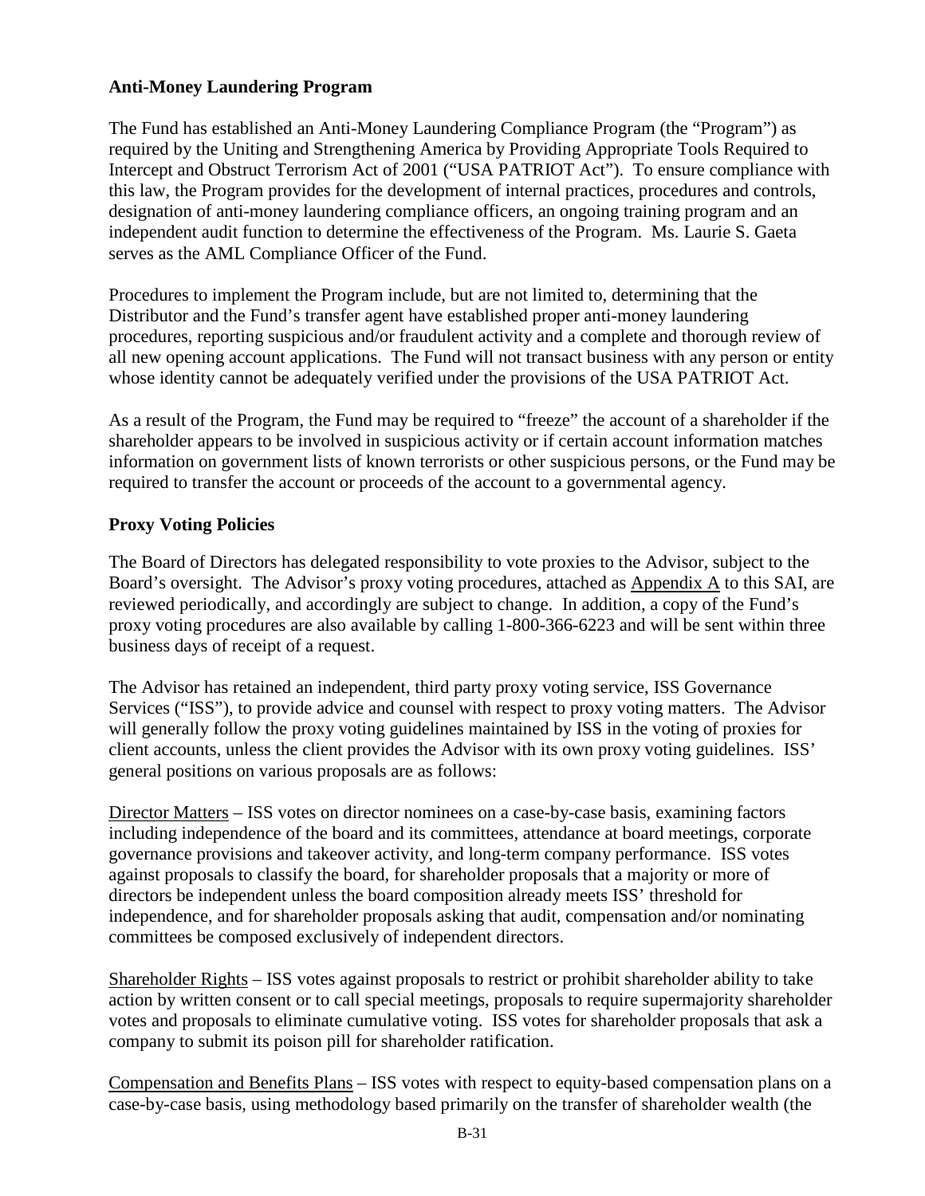## Anti-Money Laundering Program

The Fund has established an Anti-Money Laundering Compliance Program (the "Program") as required by the Uniting and Strengthening America by Providing Appropriate Tools Required to Intercept and Obstruct Terrorism Act of 2001 ("USA PATRIOT Act"). To ensure compliance with this law, the Program provides for the development of internal practices, procedures and controls, designation of anti-money laundering compliance officers, an ongoing training program and an independent audit function to determine the effectiveness of the Program. Ms. Laurie S. Gaeta serves as the AML Compliance Officer of the Fund.

Procedures to implement the Program include, but are not limited to, determining that the Distributor and the Fund's transfer agent have established proper anti-money laundering procedures, reporting suspicious and/or fraudulent activity and a complete and thorough review of all new opening account applications. The Fund will not transact business with any person or entity whose identity cannot be adequately verified under the provisions of the USA PATRIOT Act.

As a result of the Program, the Fund may be required to "freeze" the account of a shareholder if the shareholder appears to be involved in suspicious activity or if certain account information matches information on government lists of known terrorists or other suspicious persons, or the Fund may be required to transfer the account or proceeds of the account to a governmental agency.

## Proxy Voting Policies

The Board of Directors has delegated responsibility to vote proxies to the Advisor, subject to the Board's oversight. The Advisor's proxy voting procedures, attached as Appendix A to this SAI, are reviewed periodically, and accordingly are subject to change. In addition, a copy of the Fund's proxy voting procedures are also available by calling 1-800-366-6223 and will be sent within three business days of receipt of a request.

The Advisor has retained an independent, third party proxy voting service, ISS Governance Services ("ISS"), to provide advice and counsel with respect to proxy voting matters. The Advisor will generally follow the proxy voting guidelines maintained by ISS in the voting of proxies for client accounts, unless the client provides the Advisor with its own proxy voting guidelines. ISS' general positions on various proposals are as follows:

Director Matters – ISS votes on director nominees on a case-by-case basis, examining factors including independence of the board and its committees, attendance at board meetings, corporate governance provisions and takeover activity, and long-term company performance. ISS votes against proposals to classify the board, for shareholder proposals that a majority or more of directors be independent unless the board composition already meets ISS' threshold for independence, and for shareholder proposals asking that audit, compensation and/or nominating committees be composed exclusively of independent directors.

Shareholder Rights – ISS votes against proposals to restrict or prohibit shareholder ability to take action by written consent or to call special meetings, proposals to require supermajority shareholder votes and proposals to eliminate cumulative voting. ISS votes for shareholder proposals that ask a company to submit its poison pill for shareholder ratification.

Compensation and Benefits Plans – ISS votes with respect to equity-based compensation plans on a case-by-case basis, using methodology based primarily on the transfer of shareholder wealth (the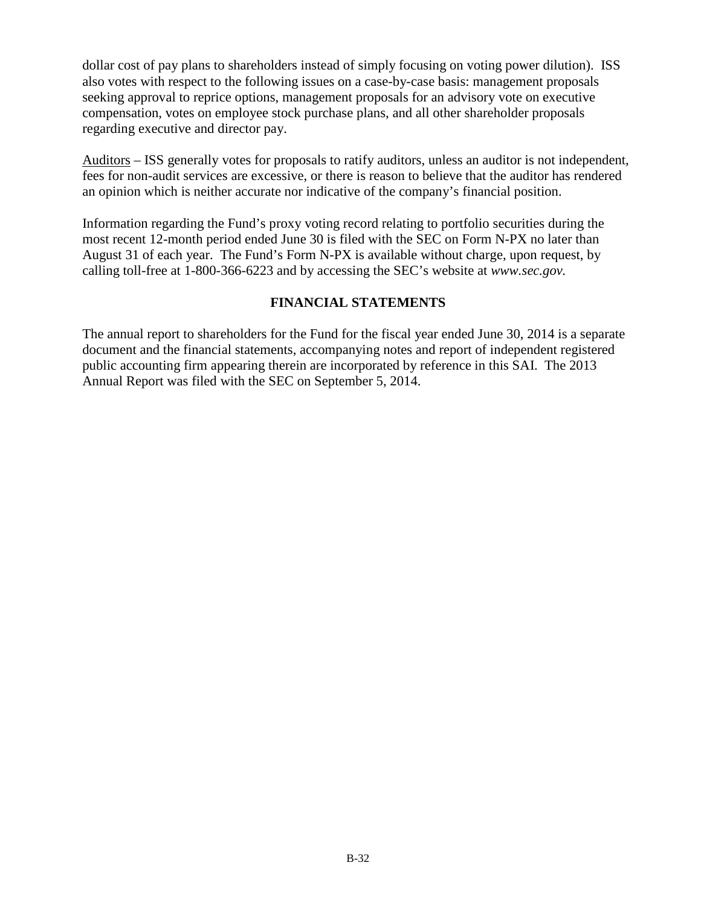dollar cost of pay plans to shareholders instead of simply focusing on voting power dilution). ISS also votes with respect to the following issues on a case-by-case basis: management proposals seeking approval to reprice options, management proposals for an advisory vote on executive compensation, votes on employee stock purchase plans, and all other shareholder proposals regarding executive and director pay.

Auditors – ISS generally votes for proposals to ratify auditors, unless an auditor is not independent, fees for non-audit services are excessive, or there is reason to believe that the auditor has rendered an opinion which is neither accurate nor indicative of the company's financial position.

Information regarding the Fund's proxy voting record relating to portfolio securities during the most recent 12-month period ended June 30 is filed with the SEC on Form N-PX no later than August 31 of each year. The Fund's Form N-PX is available without charge, upon request, by calling toll-free at 1-800-366-6223 and by accessing the SEC's website at *www.sec.gov.*

## FINANCIAL STATEMENTS

The annual report to shareholders for the Fund for the fiscal year ended June 30, 2014 is a separate document and the financial statements, accompanying notes and report of independent registered public accounting firm appearing therein are incorporated by reference in this SAI. The 2013 Annual Report was filed with the SEC on September 5, 2014.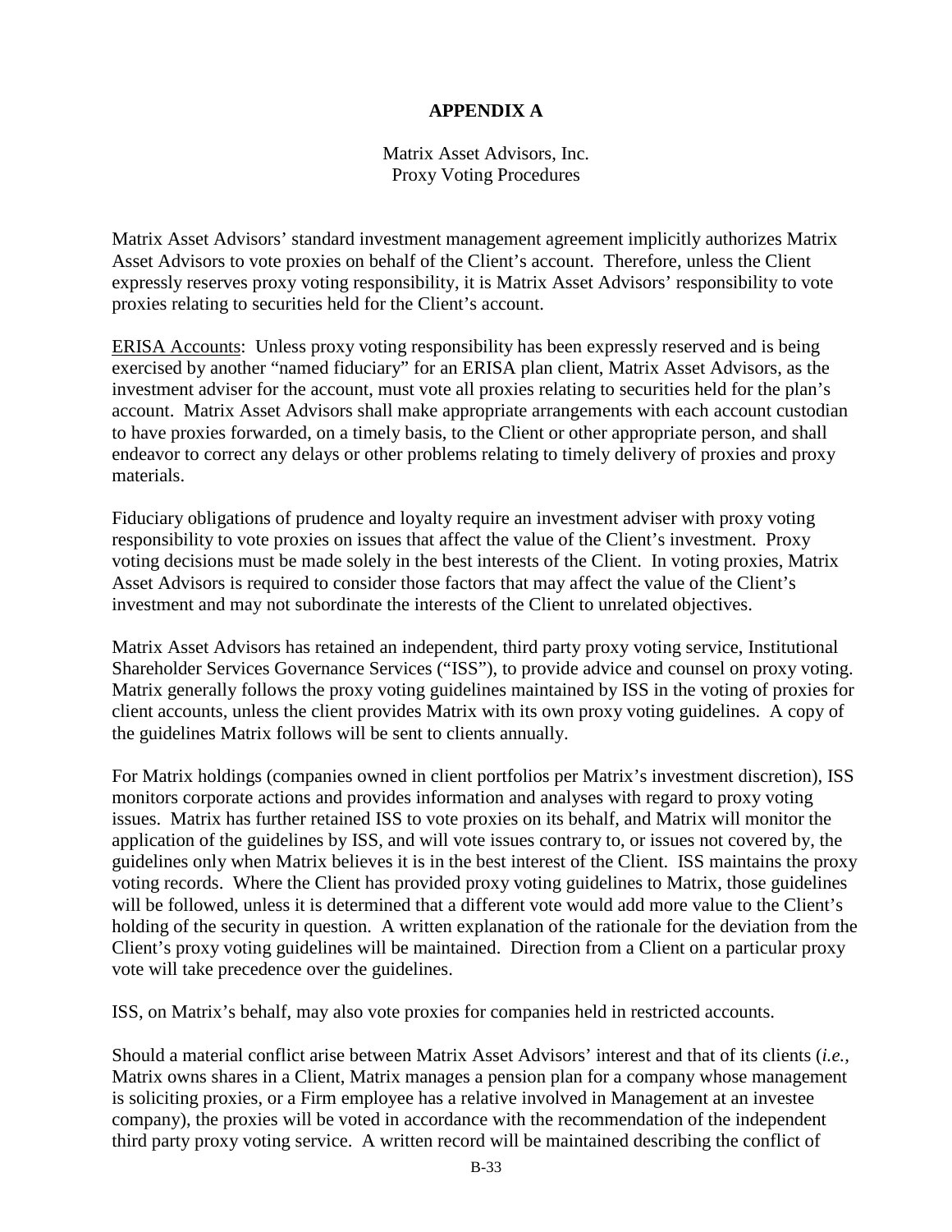# APPENDIX A

Matrix Asset Advisors, Inc.
Proxy Voting Procedures

Matrix Asset Advisors' standard investment management agreement implicitly authorizes Matrix Asset Advisors to vote proxies on behalf of the Client's account. Therefore, unless the Client expressly reserves proxy voting responsibility, it is Matrix Asset Advisors' responsibility to vote proxies relating to securities held for the Client's account.

ERISA Accounts: Unless proxy voting responsibility has been expressly reserved and is being exercised by another "named fiduciary" for an ERISA plan client, Matrix Asset Advisors, as the investment adviser for the account, must vote all proxies relating to securities held for the plan's account. Matrix Asset Advisors shall make appropriate arrangements with each account custodian to have proxies forwarded, on a timely basis, to the Client or other appropriate person, and shall endeavor to correct any delays or other problems relating to timely delivery of proxies and proxy materials.

Fiduciary obligations of prudence and loyalty require an investment adviser with proxy voting responsibility to vote proxies on issues that affect the value of the Client's investment. Proxy voting decisions must be made solely in the best interests of the Client. In voting proxies, Matrix Asset Advisors is required to consider those factors that may affect the value of the Client's investment and may not subordinate the interests of the Client to unrelated objectives.

Matrix Asset Advisors has retained an independent, third party proxy voting service, Institutional Shareholder Services Governance Services ("ISS"), to provide advice and counsel on proxy voting. Matrix generally follows the proxy voting guidelines maintained by ISS in the voting of proxies for client accounts, unless the client provides Matrix with its own proxy voting guidelines. A copy of the guidelines Matrix follows will be sent to clients annually.

For Matrix holdings (companies owned in client portfolios per Matrix's investment discretion), ISS monitors corporate actions and provides information and analyses with regard to proxy voting issues. Matrix has further retained ISS to vote proxies on its behalf, and Matrix will monitor the application of the guidelines by ISS, and will vote issues contrary to, or issues not covered by, the guidelines only when Matrix believes it is in the best interest of the Client. ISS maintains the proxy voting records. Where the Client has provided proxy voting guidelines to Matrix, those guidelines will be followed, unless it is determined that a different vote would add more value to the Client's holding of the security in question. A written explanation of the rationale for the deviation from the Client's proxy voting guidelines will be maintained. Direction from a Client on a particular proxy vote will take precedence over the guidelines.

ISS, on Matrix's behalf, may also vote proxies for companies held in restricted accounts.

Should a material conflict arise between Matrix Asset Advisors' interest and that of its clients (*i.e.*, Matrix owns shares in a Client, Matrix manages a pension plan for a company whose management is soliciting proxies, or a Firm employee has a relative involved in Management at an investee company), the proxies will be voted in accordance with the recommendation of the independent third party proxy voting service. A written record will be maintained describing the conflict of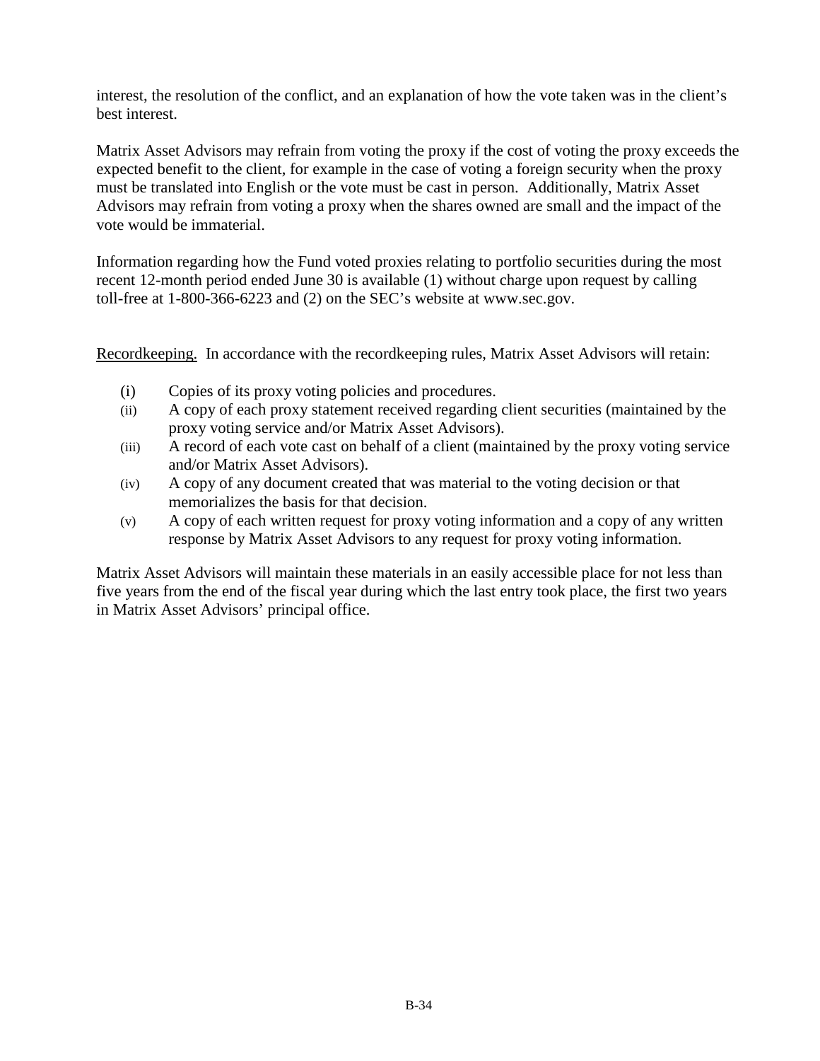interest, the resolution of the conflict, and an explanation of how the vote taken was in the client's best interest.

Matrix Asset Advisors may refrain from voting the proxy if the cost of voting the proxy exceeds the expected benefit to the client, for example in the case of voting a foreign security when the proxy must be translated into English or the vote must be cast in person. Additionally, Matrix Asset Advisors may refrain from voting a proxy when the shares owned are small and the impact of the vote would be immaterial.

Information regarding how the Fund voted proxies relating to portfolio securities during the most recent 12-month period ended June 30 is available (1) without charge upon request by calling toll-free at 1-800-366-6223 and (2) on the SEC's website at www.sec.gov.

Recordkeeping. In accordance with the recordkeeping rules, Matrix Asset Advisors will retain:

(i) Copies of its proxy voting policies and procedures.
(ii) A copy of each proxy statement received regarding client securities (maintained by the proxy voting service and/or Matrix Asset Advisors).
(iii) A record of each vote cast on behalf of a client (maintained by the proxy voting service and/or Matrix Asset Advisors).
(iv) A copy of any document created that was material to the voting decision or that memorializes the basis for that decision.
(v) A copy of each written request for proxy voting information and a copy of any written response by Matrix Asset Advisors to any request for proxy voting information.

Matrix Asset Advisors will maintain these materials in an easily accessible place for not less than five years from the end of the fiscal year during which the last entry took place, the first two years in Matrix Asset Advisors' principal office.